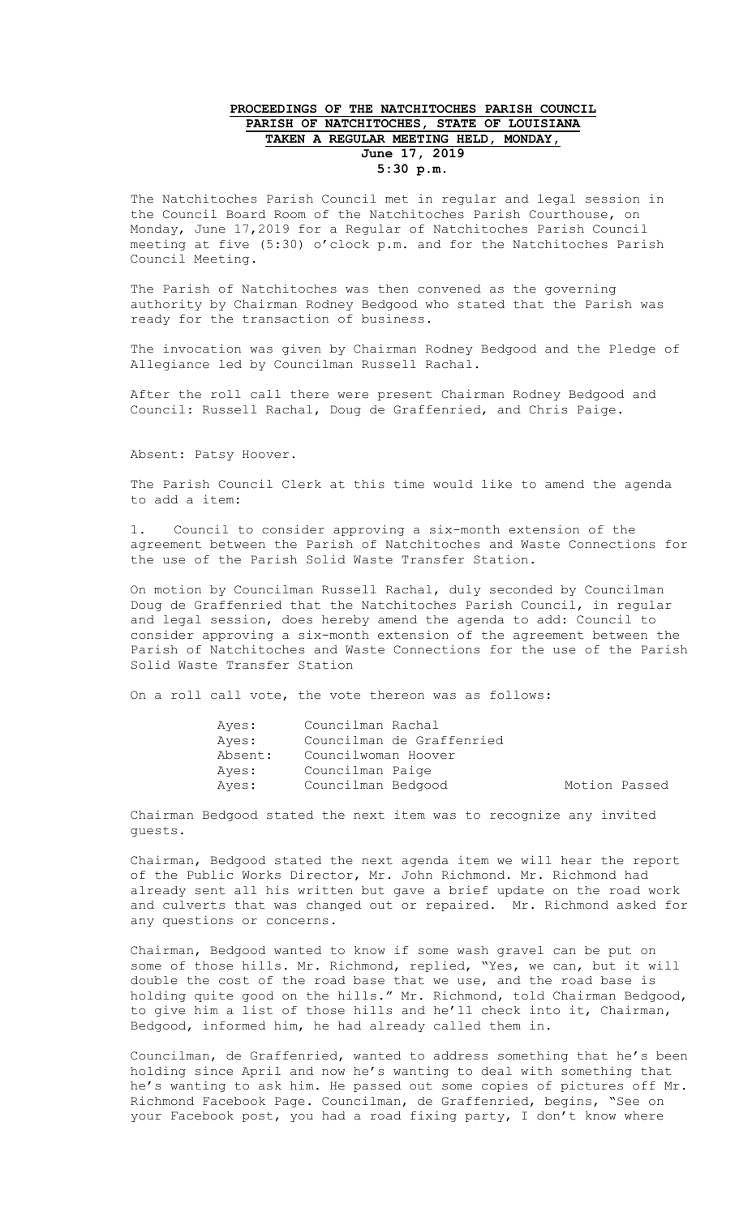**PROCEEDINGS OF THE NATCHITOCHES PARISH COUNCIL**
**PARISH OF NATCHITOCHES, STATE OF LOUISIANA**
**TAKEN A REGULAR MEETING HELD, MONDAY,**
**June 17, 2019**
**5:30 p.m.**

The Natchitoches Parish Council met in regular and legal session in the Council Board Room of the Natchitoches Parish Courthouse, on Monday, June 17,2019 for a Regular of Natchitoches Parish Council meeting at five (5:30) o'clock p.m. and for the Natchitoches Parish Council Meeting.

The Parish of Natchitoches was then convened as the governing authority by Chairman Rodney Bedgood who stated that the Parish was ready for the transaction of business.

The invocation was given by Chairman Rodney Bedgood and the Pledge of Allegiance led by Councilman Russell Rachal.

After the roll call there were present Chairman Rodney Bedgood and Council: Russell Rachal, Doug de Graffenried, and Chris Paige.

Absent: Patsy Hoover.

The Parish Council Clerk at this time would like to amend the agenda to add a item:

1. Council to consider approving a six-month extension of the agreement between the Parish of Natchitoches and Waste Connections for the use of the Parish Solid Waste Transfer Station.

On motion by Councilman Russell Rachal, duly seconded by Councilman Doug de Graffenried that the Natchitoches Parish Council, in regular and legal session, does hereby amend the agenda to add: Council to consider approving a six-month extension of the agreement between the Parish of Natchitoches and Waste Connections for the use of the Parish Solid Waste Transfer Station

On a roll call vote, the vote thereon was as follows:

| | | |
|---|---|---|
| Ayes: | Councilman Rachal | |
| Ayes: | Councilman de Graffenried | |
| Absent: | Councilwoman Hoover | |
| Ayes: | Councilman Paige | |
| Ayes: | Councilman Bedgood | Motion Passed |

Chairman Bedgood stated the next item was to recognize any invited guests.

Chairman, Bedgood stated the next agenda item we will hear the report of the Public Works Director, Mr. John Richmond. Mr. Richmond had already sent all his written but gave a brief update on the road work and culverts that was changed out or repaired. Mr. Richmond asked for any questions or concerns.

Chairman, Bedgood wanted to know if some wash gravel can be put on some of those hills. Mr. Richmond, replied, "Yes, we can, but it will double the cost of the road base that we use, and the road base is holding quite good on the hills." Mr. Richmond, told Chairman Bedgood, to give him a list of those hills and he'll check into it, Chairman, Bedgood, informed him, he had already called them in.

Councilman, de Graffenried, wanted to address something that he's been holding since April and now he's wanting to deal with something that he's wanting to ask him. He passed out some copies of pictures off Mr. Richmond Facebook Page. Councilman, de Graffenried, begins, "See on your Facebook post, you had a road fixing party, I don't know where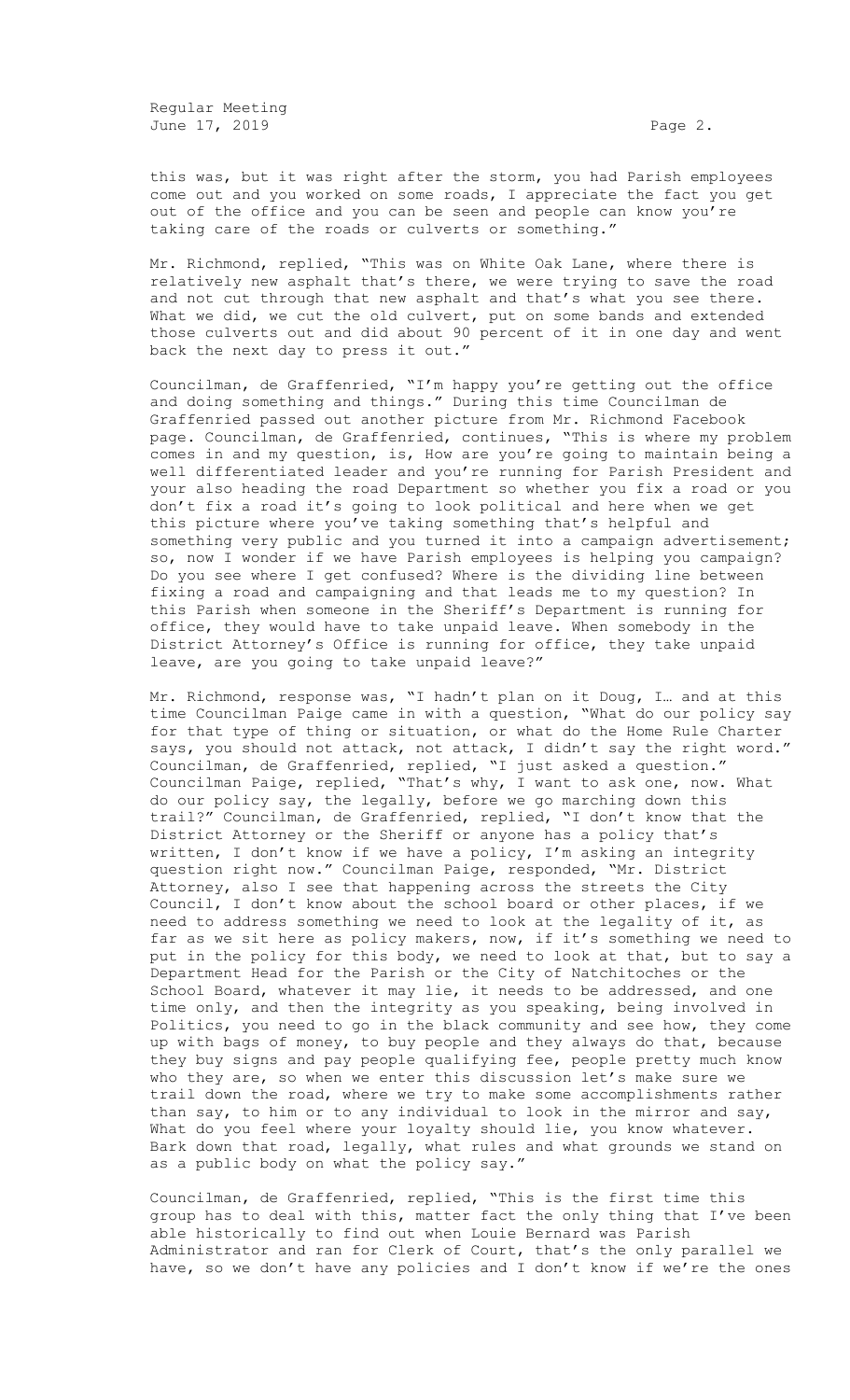this was, but it was right after the storm, you had Parish employees come out and you worked on some roads, I appreciate the fact you get out of the office and you can be seen and people can know you're taking care of the roads or culverts or something."

Mr. Richmond, replied, "This was on White Oak Lane, where there is relatively new asphalt that's there, we were trying to save the road and not cut through that new asphalt and that's what you see there. What we did, we cut the old culvert, put on some bands and extended those culverts out and did about 90 percent of it in one day and went back the next day to press it out."

Councilman, de Graffenried, "I'm happy you're getting out the office and doing something and things." During this time Councilman de Graffenried passed out another picture from Mr. Richmond Facebook page. Councilman, de Graffenried, continues, "This is where my problem comes in and my question, is, How are you're going to maintain being a well differentiated leader and you're running for Parish President and your also heading the road Department so whether you fix a road or you don't fix a road it's going to look political and here when we get this picture where you've taking something that's helpful and something very public and you turned it into a campaign advertisement; so, now I wonder if we have Parish employees is helping you campaign? Do you see where I get confused? Where is the dividing line between fixing a road and campaigning and that leads me to my question? In this Parish when someone in the Sheriff's Department is running for office, they would have to take unpaid leave. When somebody in the District Attorney's Office is running for office, they take unpaid leave, are you going to take unpaid leave?"

Mr. Richmond, response was, "I hadn't plan on it Doug, I… and at this time Councilman Paige came in with a question, "What do our policy say for that type of thing or situation, or what do the Home Rule Charter says, you should not attack, not attack, I didn't say the right word." Councilman, de Graffenried, replied, "I just asked a question." Councilman Paige, replied, "That's why, I want to ask one, now. What do our policy say, the legally, before we go marching down this trail?" Councilman, de Graffenried, replied, "I don't know that the District Attorney or the Sheriff or anyone has a policy that's written, I don't know if we have a policy, I'm asking an integrity question right now." Councilman Paige, responded, "Mr. District Attorney, also I see that happening across the streets the City Council, I don't know about the school board or other places, if we need to address something we need to look at the legality of it, as far as we sit here as policy makers, now, if it's something we need to put in the policy for this body, we need to look at that, but to say a Department Head for the Parish or the City of Natchitoches or the School Board, whatever it may lie, it needs to be addressed, and one time only, and then the integrity as you speaking, being involved in Politics, you need to go in the black community and see how, they come up with bags of money, to buy people and they always do that, because they buy signs and pay people qualifying fee, people pretty much know who they are, so when we enter this discussion let's make sure we trail down the road, where we try to make some accomplishments rather than say, to him or to any individual to look in the mirror and say, What do you feel where your loyalty should lie, you know whatever. Bark down that road, legally, what rules and what grounds we stand on as a public body on what the policy say."

Councilman, de Graffenried, replied, "This is the first time this group has to deal with this, matter fact the only thing that I've been able historically to find out when Louie Bernard was Parish Administrator and ran for Clerk of Court, that's the only parallel we have, so we don't have any policies and I don't know if we're the ones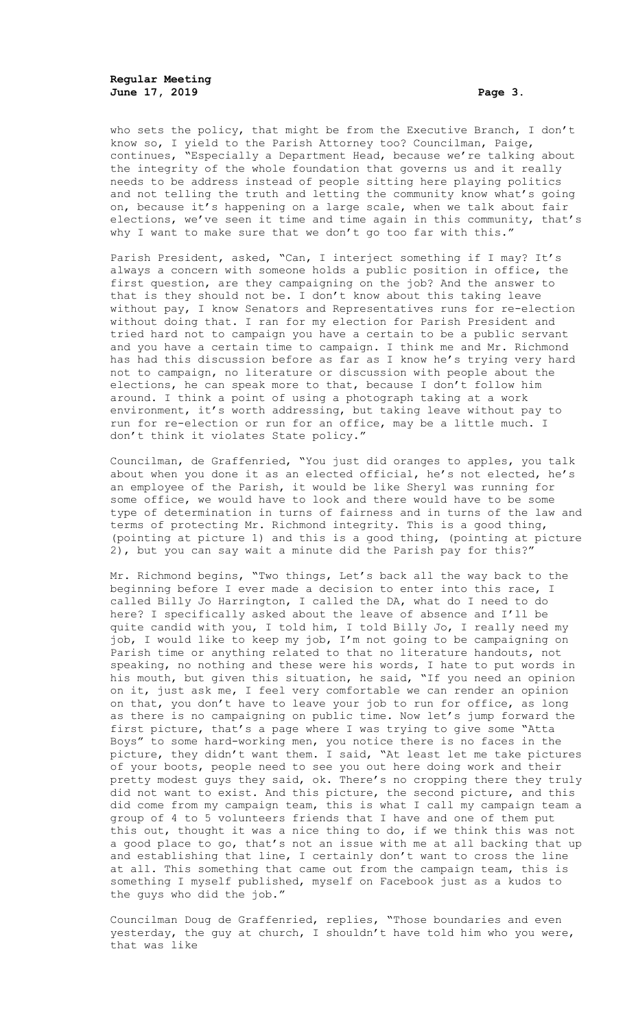who sets the policy, that might be from the Executive Branch, I don't know so, I yield to the Parish Attorney too? Councilman, Paige, continues, "Especially a Department Head, because we're talking about the integrity of the whole foundation that governs us and it really needs to be address instead of people sitting here playing politics and not telling the truth and letting the community know what's going on, because it's happening on a large scale, when we talk about fair elections, we've seen it time and time again in this community, that's why I want to make sure that we don't go too far with this."

Parish President, asked, "Can, I interject something if I may? It's always a concern with someone holds a public position in office, the first question, are they campaigning on the job? And the answer to that is they should not be. I don't know about this taking leave without pay, I know Senators and Representatives runs for re-election without doing that. I ran for my election for Parish President and tried hard not to campaign you have a certain to be a public servant and you have a certain time to campaign. I think me and Mr. Richmond has had this discussion before as far as I know he's trying very hard not to campaign, no literature or discussion with people about the elections, he can speak more to that, because I don't follow him around. I think a point of using a photograph taking at a work environment, it's worth addressing, but taking leave without pay to run for re-election or run for an office, may be a little much. I don't think it violates State policy."

Councilman, de Graffenried, "You just did oranges to apples, you talk about when you done it as an elected official, he's not elected, he's an employee of the Parish, it would be like Sheryl was running for some office, we would have to look and there would have to be some type of determination in turns of fairness and in turns of the law and terms of protecting Mr. Richmond integrity. This is a good thing, (pointing at picture 1) and this is a good thing, (pointing at picture 2), but you can say wait a minute did the Parish pay for this?"

Mr. Richmond begins, "Two things, Let's back all the way back to the beginning before I ever made a decision to enter into this race, I called Billy Jo Harrington, I called the DA, what do I need to do here? I specifically asked about the leave of absence and I'll be quite candid with you, I told him, I told Billy Jo, I really need my job, I would like to keep my job, I'm not going to be campaigning on Parish time or anything related to that no literature handouts, not speaking, no nothing and these were his words, I hate to put words in his mouth, but given this situation, he said, "If you need an opinion on it, just ask me, I feel very comfortable we can render an opinion on that, you don't have to leave your job to run for office, as long as there is no campaigning on public time. Now let's jump forward the first picture, that's a page where I was trying to give some "Atta Boys" to some hard-working men, you notice there is no faces in the picture, they didn't want them. I said, "At least let me take pictures of your boots, people need to see you out here doing work and their pretty modest guys they said, ok. There's no cropping there they truly did not want to exist. And this picture, the second picture, and this did come from my campaign team, this is what I call my campaign team a group of 4 to 5 volunteers friends that I have and one of them put this out, thought it was a nice thing to do, if we think this was not a good place to go, that's not an issue with me at all backing that up and establishing that line, I certainly don't want to cross the line at all. This something that came out from the campaign team, this is something I myself published, myself on Facebook just as a kudos to the guys who did the job."

Councilman Doug de Graffenried, replies, "Those boundaries and even yesterday, the guy at church, I shouldn't have told him who you were, that was like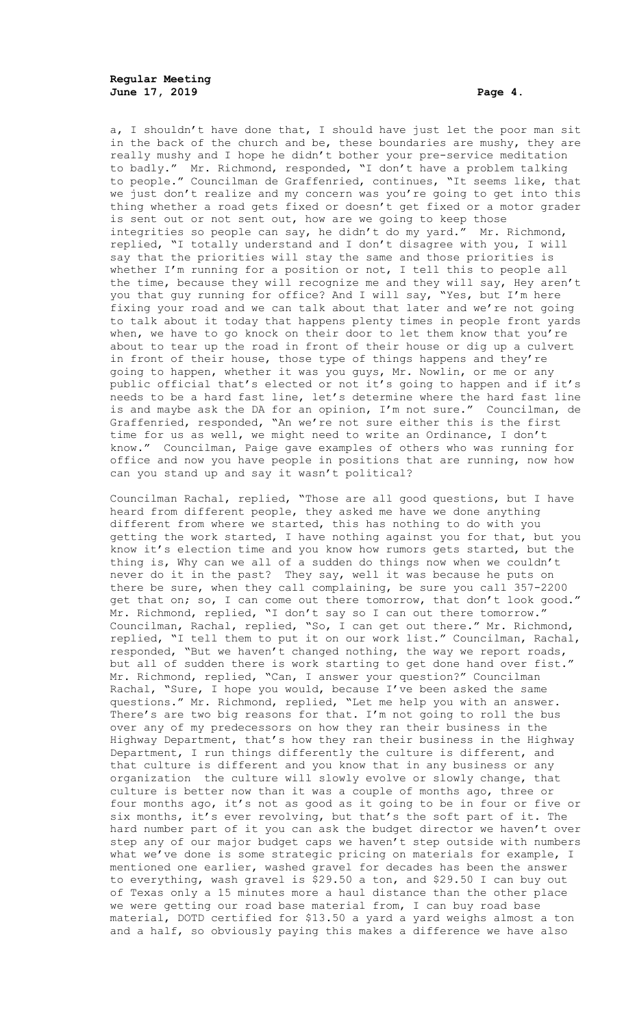a, I shouldn't have done that, I should have just let the poor man sit in the back of the church and be, these boundaries are mushy, they are really mushy and I hope he didn't bother your pre-service meditation to badly." Mr. Richmond, responded, "I don't have a problem talking to people." Councilman de Graffenried, continues, "It seems like, that we just don't realize and my concern was you're going to get into this thing whether a road gets fixed or doesn't get fixed or a motor grader is sent out or not sent out, how are we going to keep those integrities so people can say, he didn't do my yard." Mr. Richmond, replied, "I totally understand and I don't disagree with you, I will say that the priorities will stay the same and those priorities is whether I'm running for a position or not, I tell this to people all the time, because they will recognize me and they will say, Hey aren't you that guy running for office? And I will say, "Yes, but I'm here fixing your road and we can talk about that later and we're not going to talk about it today that happens plenty times in people front yards when, we have to go knock on their door to let them know that you're about to tear up the road in front of their house or dig up a culvert in front of their house, those type of things happens and they're going to happen, whether it was you guys, Mr. Nowlin, or me or any public official that's elected or not it's going to happen and if it's needs to be a hard fast line, let's determine where the hard fast line is and maybe ask the DA for an opinion, I'm not sure." Councilman, de Graffenried, responded, "An we're not sure either this is the first time for us as well, we might need to write an Ordinance, I don't know." Councilman, Paige gave examples of others who was running for office and now you have people in positions that are running, now how can you stand up and say it wasn't political?

Councilman Rachal, replied, "Those are all good questions, but I have heard from different people, they asked me have we done anything different from where we started, this has nothing to do with you getting the work started, I have nothing against you for that, but you know it's election time and you know how rumors gets started, but the thing is, Why can we all of a sudden do things now when we couldn't never do it in the past? They say, well it was because he puts on there be sure, when they call complaining, be sure you call 357-2200 get that on; so, I can come out there tomorrow, that don't look good." Mr. Richmond, replied, "I don't say so I can out there tomorrow." Councilman, Rachal, replied, "So, I can get out there." Mr. Richmond, replied, "I tell them to put it on our work list." Councilman, Rachal, responded, "But we haven't changed nothing, the way we report roads, but all of sudden there is work starting to get done hand over fist." Mr. Richmond, replied, "Can, I answer your question?" Councilman Rachal, "Sure, I hope you would, because I've been asked the same questions." Mr. Richmond, replied, "Let me help you with an answer. There's are two big reasons for that. I'm not going to roll the bus over any of my predecessors on how they ran their business in the Highway Department, that's how they ran their business in the Highway Department, I run things differently the culture is different, and that culture is different and you know that in any business or any organization the culture will slowly evolve or slowly change, that culture is better now than it was a couple of months ago, three or four months ago, it's not as good as it going to be in four or five or six months, it's ever revolving, but that's the soft part of it. The hard number part of it you can ask the budget director we haven't over step any of our major budget caps we haven't step outside with numbers what we've done is some strategic pricing on materials for example, I mentioned one earlier, washed gravel for decades has been the answer to everything, wash gravel is $29.50 a ton, and $29.50 I can buy out of Texas only a 15 minutes more a haul distance than the other place we were getting our road base material from, I can buy road base material, DOTD certified for $13.50 a yard a yard weighs almost a ton and a half, so obviously paying this makes a difference we have also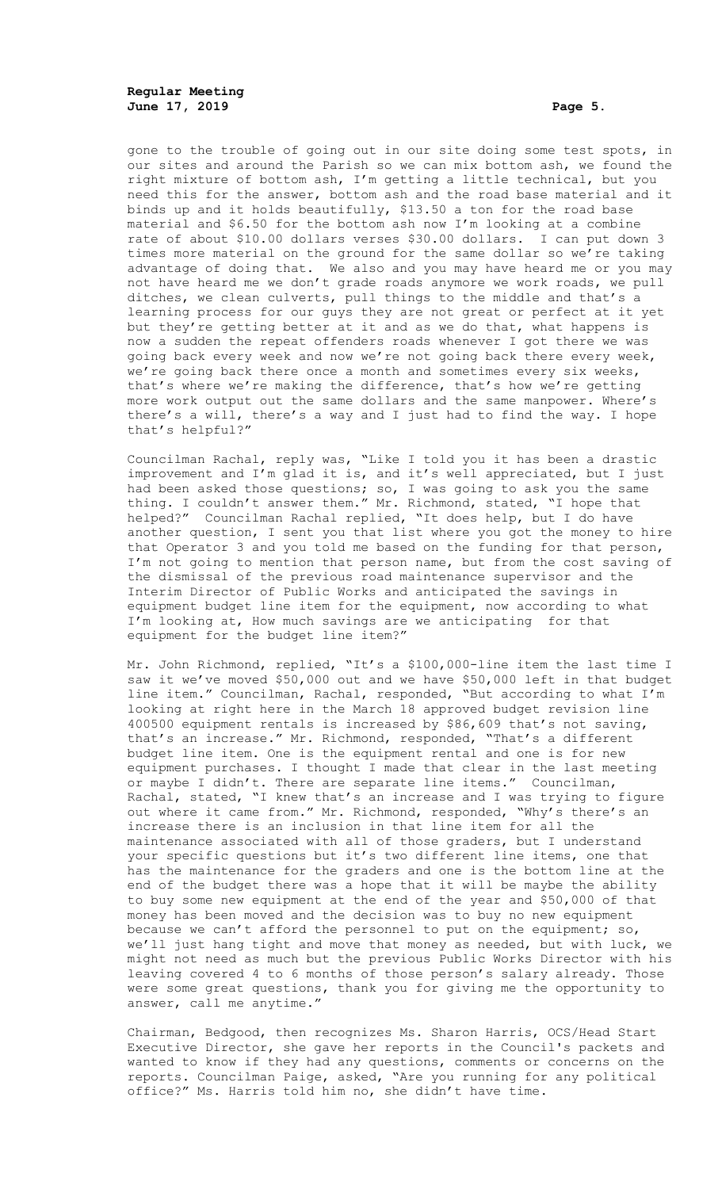gone to the trouble of going out in our site doing some test spots, in our sites and around the Parish so we can mix bottom ash, we found the right mixture of bottom ash, I'm getting a little technical, but you need this for the answer, bottom ash and the road base material and it binds up and it holds beautifully, $13.50 a ton for the road base material and $6.50 for the bottom ash now I'm looking at a combine rate of about $10.00 dollars verses $30.00 dollars. I can put down 3 times more material on the ground for the same dollar so we're taking advantage of doing that. We also and you may have heard me or you may not have heard me we don't grade roads anymore we work roads, we pull ditches, we clean culverts, pull things to the middle and that's a learning process for our guys they are not great or perfect at it yet but they're getting better at it and as we do that, what happens is now a sudden the repeat offenders roads whenever I got there we was going back every week and now we're not going back there every week, we're going back there once a month and sometimes every six weeks, that's where we're making the difference, that's how we're getting more work output out the same dollars and the same manpower. Where's there's a will, there's a way and I just had to find the way. I hope that's helpful?"

Councilman Rachal, reply was, "Like I told you it has been a drastic improvement and I'm glad it is, and it's well appreciated, but I just had been asked those questions; so, I was going to ask you the same thing. I couldn't answer them." Mr. Richmond, stated, "I hope that helped?" Councilman Rachal replied, "It does help, but I do have another question, I sent you that list where you got the money to hire that Operator 3 and you told me based on the funding for that person, I'm not going to mention that person name, but from the cost saving of the dismissal of the previous road maintenance supervisor and the Interim Director of Public Works and anticipated the savings in equipment budget line item for the equipment, now according to what I'm looking at, How much savings are we anticipating for that equipment for the budget line item?"

Mr. John Richmond, replied, "It's a $100,000-line item the last time I saw it we've moved $50,000 out and we have $50,000 left in that budget line item." Councilman, Rachal, responded, "But according to what I'm looking at right here in the March 18 approved budget revision line 400500 equipment rentals is increased by $86,609 that's not saving, that's an increase." Mr. Richmond, responded, "That's a different budget line item. One is the equipment rental and one is for new equipment purchases. I thought I made that clear in the last meeting or maybe I didn't. There are separate line items." Councilman, Rachal, stated, "I knew that's an increase and I was trying to figure out where it came from." Mr. Richmond, responded, "Why's there's an increase there is an inclusion in that line item for all the maintenance associated with all of those graders, but I understand your specific questions but it's two different line items, one that has the maintenance for the graders and one is the bottom line at the end of the budget there was a hope that it will be maybe the ability to buy some new equipment at the end of the year and $50,000 of that money has been moved and the decision was to buy no new equipment because we can't afford the personnel to put on the equipment; so, we'll just hang tight and move that money as needed, but with luck, we might not need as much but the previous Public Works Director with his leaving covered 4 to 6 months of those person's salary already. Those were some great questions, thank you for giving me the opportunity to answer, call me anytime."

Chairman, Bedgood, then recognizes Ms. Sharon Harris, OCS/Head Start Executive Director, she gave her reports in the Council's packets and wanted to know if they had any questions, comments or concerns on the reports. Councilman Paige, asked, "Are you running for any political office?" Ms. Harris told him no, she didn't have time.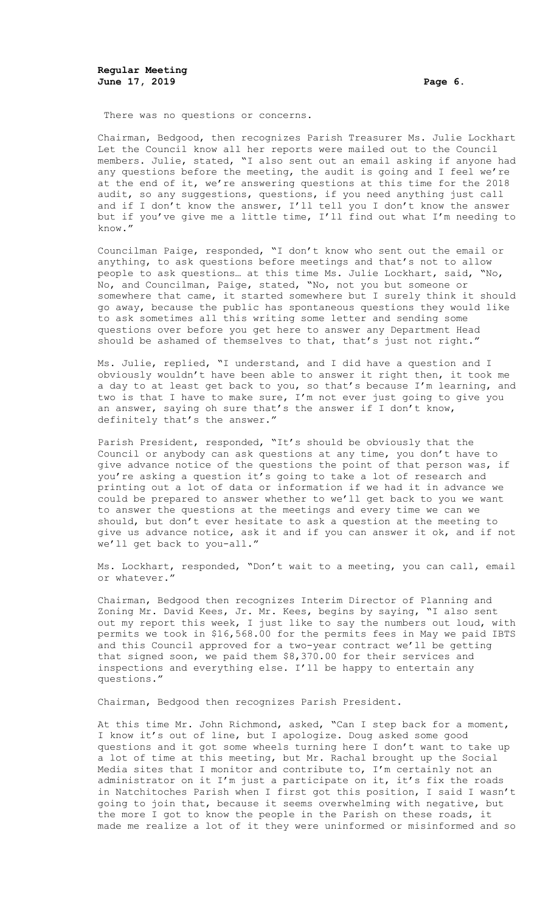There was no questions or concerns.

Chairman, Bedgood, then recognizes Parish Treasurer Ms. Julie Lockhart Let the Council know all her reports were mailed out to the Council members. Julie, stated, "I also sent out an email asking if anyone had any questions before the meeting, the audit is going and I feel we're at the end of it, we're answering questions at this time for the 2018 audit, so any suggestions, questions, if you need anything just call and if I don't know the answer, I'll tell you I don't know the answer but if you've give me a little time, I'll find out what I'm needing to know."

Councilman Paige, responded, "I don't know who sent out the email or anything, to ask questions before meetings and that's not to allow people to ask questions… at this time Ms. Julie Lockhart, said, "No, No, and Councilman, Paige, stated, "No, not you but someone or somewhere that came, it started somewhere but I surely think it should go away, because the public has spontaneous questions they would like to ask sometimes all this writing some letter and sending some questions over before you get here to answer any Department Head should be ashamed of themselves to that, that's just not right."

Ms. Julie, replied, "I understand, and I did have a question and I obviously wouldn't have been able to answer it right then, it took me a day to at least get back to you, so that's because I'm learning, and two is that I have to make sure, I'm not ever just going to give you an answer, saying oh sure that's the answer if I don't know, definitely that's the answer."

Parish President, responded, "It's should be obviously that the Council or anybody can ask questions at any time, you don't have to give advance notice of the questions the point of that person was, if you're asking a question it's going to take a lot of research and printing out a lot of data or information if we had it in advance we could be prepared to answer whether to we'll get back to you we want to answer the questions at the meetings and every time we can we should, but don't ever hesitate to ask a question at the meeting to give us advance notice, ask it and if you can answer it ok, and if not we'll get back to you-all."

Ms. Lockhart, responded, "Don't wait to a meeting, you can call, email or whatever."

Chairman, Bedgood then recognizes Interim Director of Planning and Zoning Mr. David Kees, Jr. Mr. Kees, begins by saying, "I also sent out my report this week, I just like to say the numbers out loud, with permits we took in $16,568.00 for the permits fees in May we paid IBTS and this Council approved for a two-year contract we'll be getting that signed soon, we paid them $8,370.00 for their services and inspections and everything else. I'll be happy to entertain any questions."

Chairman, Bedgood then recognizes Parish President.

At this time Mr. John Richmond, asked, "Can I step back for a moment, I know it's out of line, but I apologize. Doug asked some good questions and it got some wheels turning here I don't want to take up a lot of time at this meeting, but Mr. Rachal brought up the Social Media sites that I monitor and contribute to, I'm certainly not an administrator on it I'm just a participate on it, it's fix the roads in Natchitoches Parish when I first got this position, I said I wasn't going to join that, because it seems overwhelming with negative, but the more I got to know the people in the Parish on these roads, it made me realize a lot of it they were uninformed or misinformed and so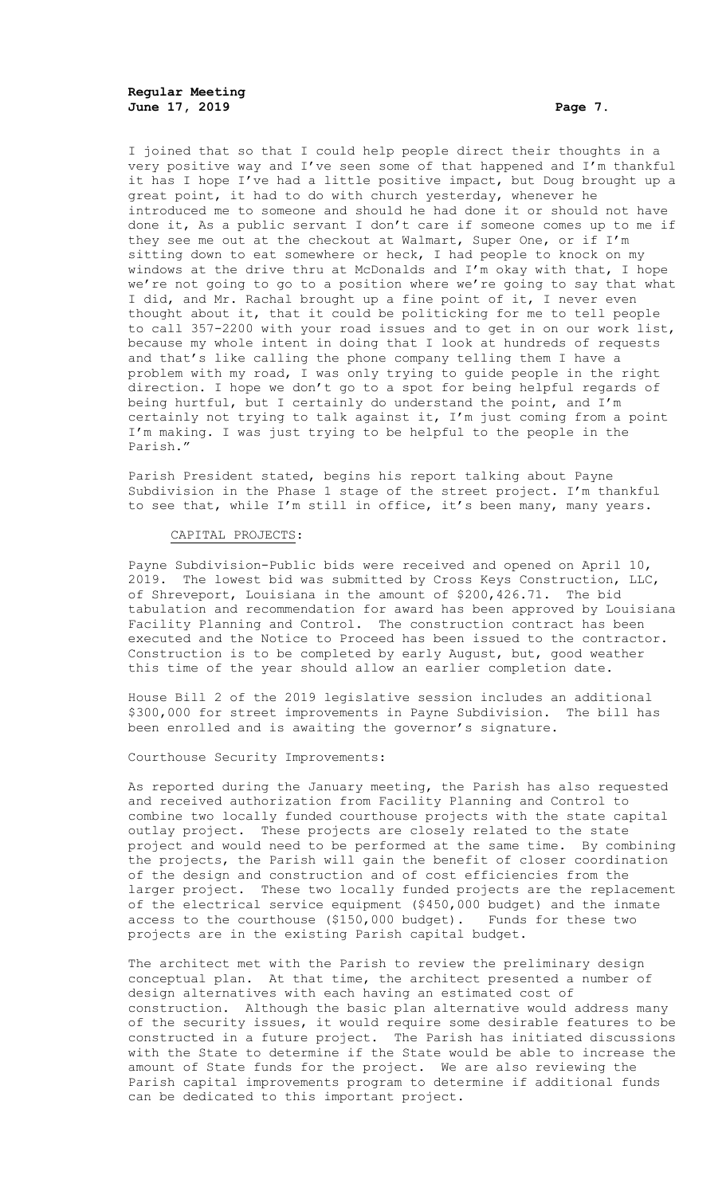I joined that so that I could help people direct their thoughts in a very positive way and I've seen some of that happened and I'm thankful it has I hope I've had a little positive impact, but Doug brought up a great point, it had to do with church yesterday, whenever he introduced me to someone and should he had done it or should not have done it, As a public servant I don't care if someone comes up to me if they see me out at the checkout at Walmart, Super One, or if I'm sitting down to eat somewhere or heck, I had people to knock on my windows at the drive thru at McDonalds and I'm okay with that, I hope we're not going to go to a position where we're going to say that what I did, and Mr. Rachal brought up a fine point of it, I never even thought about it, that it could be politicking for me to tell people to call 357-2200 with your road issues and to get in on our work list, because my whole intent in doing that I look at hundreds of requests and that's like calling the phone company telling them I have a problem with my road, I was only trying to guide people in the right direction. I hope we don't go to a spot for being helpful regards of being hurtful, but I certainly do understand the point, and I'm certainly not trying to talk against it, I'm just coming from a point I'm making. I was just trying to be helpful to the people in the Parish."

Parish President stated, begins his report talking about Payne Subdivision in the Phase 1 stage of the street project. I'm thankful to see that, while I'm still in office, it's been many, many years.

CAPITAL PROJECTS:

Payne Subdivision-Public bids were received and opened on April 10, 2019. The lowest bid was submitted by Cross Keys Construction, LLC, of Shreveport, Louisiana in the amount of $200,426.71. The bid tabulation and recommendation for award has been approved by Louisiana Facility Planning and Control. The construction contract has been executed and the Notice to Proceed has been issued to the contractor. Construction is to be completed by early August, but, good weather this time of the year should allow an earlier completion date.

House Bill 2 of the 2019 legislative session includes an additional $300,000 for street improvements in Payne Subdivision. The bill has been enrolled and is awaiting the governor's signature.

Courthouse Security Improvements:

As reported during the January meeting, the Parish has also requested and received authorization from Facility Planning and Control to combine two locally funded courthouse projects with the state capital outlay project. These projects are closely related to the state project and would need to be performed at the same time. By combining the projects, the Parish will gain the benefit of closer coordination of the design and construction and of cost efficiencies from the larger project. These two locally funded projects are the replacement of the electrical service equipment ($450,000 budget) and the inmate access to the courthouse ($150,000 budget). Funds for these two projects are in the existing Parish capital budget.

The architect met with the Parish to review the preliminary design conceptual plan. At that time, the architect presented a number of design alternatives with each having an estimated cost of construction. Although the basic plan alternative would address many of the security issues, it would require some desirable features to be constructed in a future project. The Parish has initiated discussions with the State to determine if the State would be able to increase the amount of State funds for the project. We are also reviewing the Parish capital improvements program to determine if additional funds can be dedicated to this important project.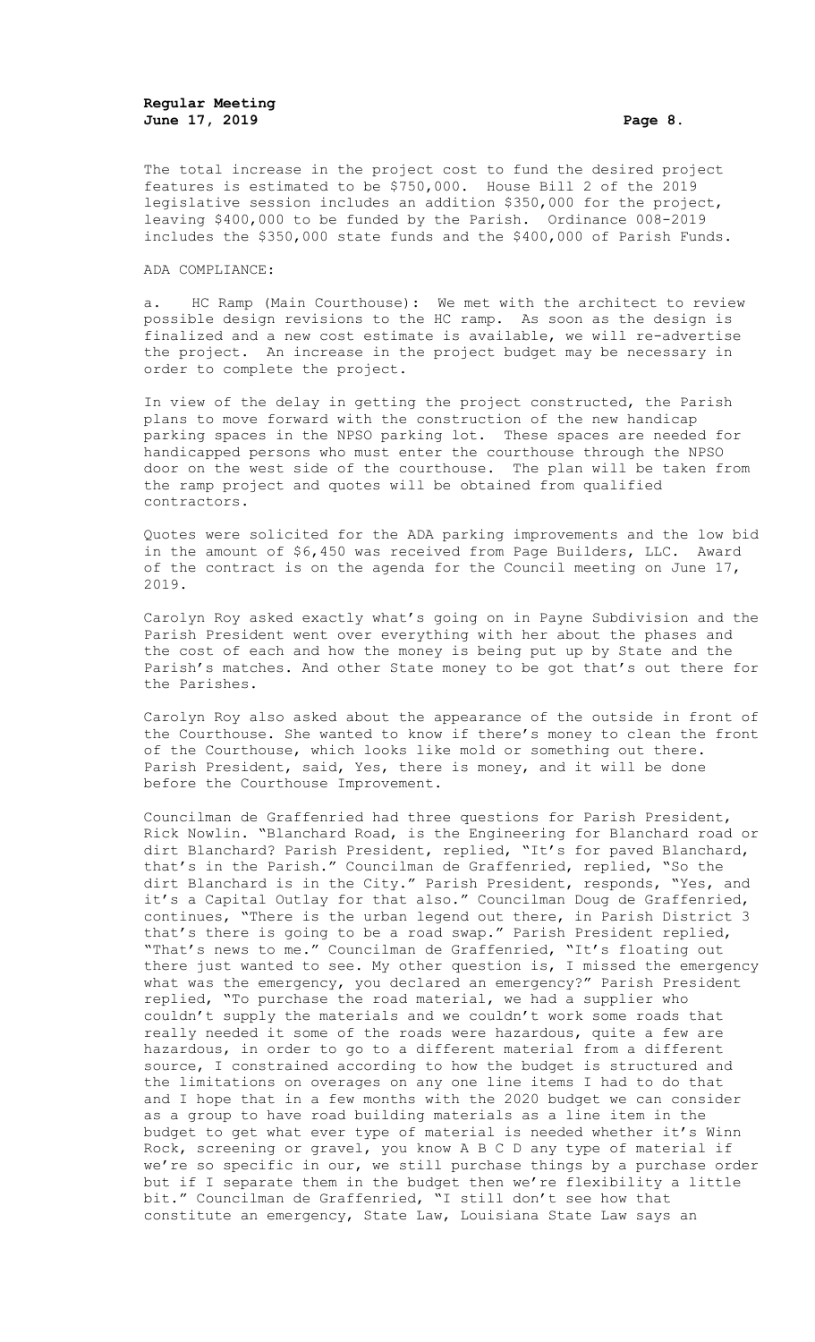The total increase in the project cost to fund the desired project features is estimated to be $750,000. House Bill 2 of the 2019 legislative session includes an addition $350,000 for the project, leaving $400,000 to be funded by the Parish. Ordinance 008-2019 includes the $350,000 state funds and the $400,000 of Parish Funds.

ADA COMPLIANCE:

a. HC Ramp (Main Courthouse): We met with the architect to review possible design revisions to the HC ramp. As soon as the design is finalized and a new cost estimate is available, we will re-advertise the project. An increase in the project budget may be necessary in order to complete the project.

In view of the delay in getting the project constructed, the Parish plans to move forward with the construction of the new handicap parking spaces in the NPSO parking lot. These spaces are needed for handicapped persons who must enter the courthouse through the NPSO door on the west side of the courthouse. The plan will be taken from the ramp project and quotes will be obtained from qualified contractors.

Quotes were solicited for the ADA parking improvements and the low bid in the amount of $6,450 was received from Page Builders, LLC. Award of the contract is on the agenda for the Council meeting on June 17, 2019.

Carolyn Roy asked exactly what's going on in Payne Subdivision and the Parish President went over everything with her about the phases and the cost of each and how the money is being put up by State and the Parish's matches. And other State money to be got that's out there for the Parishes.

Carolyn Roy also asked about the appearance of the outside in front of the Courthouse. She wanted to know if there's money to clean the front of the Courthouse, which looks like mold or something out there. Parish President, said, Yes, there is money, and it will be done before the Courthouse Improvement.

Councilman de Graffenried had three questions for Parish President, Rick Nowlin. "Blanchard Road, is the Engineering for Blanchard road or dirt Blanchard? Parish President, replied, "It's for paved Blanchard, that's in the Parish." Councilman de Graffenried, replied, "So the dirt Blanchard is in the City." Parish President, responds, "Yes, and it's a Capital Outlay for that also." Councilman Doug de Graffenried, continues, "There is the urban legend out there, in Parish District 3 that's there is going to be a road swap." Parish President replied, "That's news to me." Councilman de Graffenried, "It's floating out there just wanted to see. My other question is, I missed the emergency what was the emergency, you declared an emergency?" Parish President replied, "To purchase the road material, we had a supplier who couldn't supply the materials and we couldn't work some roads that really needed it some of the roads were hazardous, quite a few are hazardous, in order to go to a different material from a different source, I constrained according to how the budget is structured and the limitations on overages on any one line items I had to do that and I hope that in a few months with the 2020 budget we can consider as a group to have road building materials as a line item in the budget to get what ever type of material is needed whether it's Winn Rock, screening or gravel, you know A B C D any type of material if we're so specific in our, we still purchase things by a purchase order but if I separate them in the budget then we're flexibility a little bit." Councilman de Graffenried, "I still don't see how that constitute an emergency, State Law, Louisiana State Law says an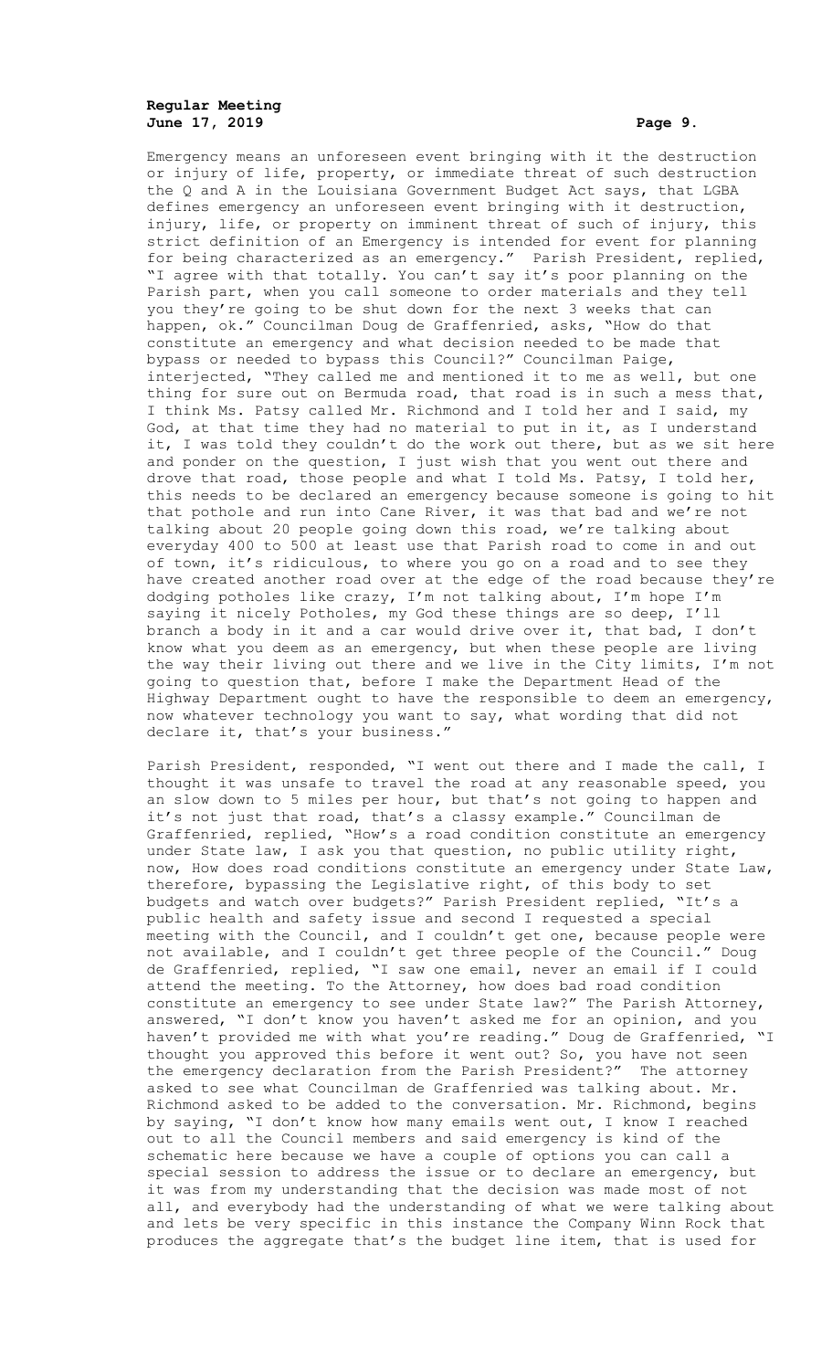Emergency means an unforeseen event bringing with it the destruction or injury of life, property, or immediate threat of such destruction the Q and A in the Louisiana Government Budget Act says, that LGBA defines emergency an unforeseen event bringing with it destruction, injury, life, or property on imminent threat of such of injury, this strict definition of an Emergency is intended for event for planning for being characterized as an emergency." Parish President, replied, "I agree with that totally. You can't say it's poor planning on the Parish part, when you call someone to order materials and they tell you they're going to be shut down for the next 3 weeks that can happen, ok." Councilman Doug de Graffenried, asks, "How do that constitute an emergency and what decision needed to be made that bypass or needed to bypass this Council?" Councilman Paige, interjected, "They called me and mentioned it to me as well, but one thing for sure out on Bermuda road, that road is in such a mess that, I think Ms. Patsy called Mr. Richmond and I told her and I said, my God, at that time they had no material to put in it, as I understand it, I was told they couldn't do the work out there, but as we sit here and ponder on the question, I just wish that you went out there and drove that road, those people and what I told Ms. Patsy, I told her, this needs to be declared an emergency because someone is going to hit that pothole and run into Cane River, it was that bad and we're not talking about 20 people going down this road, we're talking about everyday 400 to 500 at least use that Parish road to come in and out of town, it's ridiculous, to where you go on a road and to see they have created another road over at the edge of the road because they're dodging potholes like crazy, I'm not talking about, I'm hope I'm saying it nicely Potholes, my God these things are so deep, I'll branch a body in it and a car would drive over it, that bad, I don't know what you deem as an emergency, but when these people are living the way their living out there and we live in the City limits, I'm not going to question that, before I make the Department Head of the Highway Department ought to have the responsible to deem an emergency, now whatever technology you want to say, what wording that did not declare it, that's your business."

Parish President, responded, "I went out there and I made the call, I thought it was unsafe to travel the road at any reasonable speed, you an slow down to 5 miles per hour, but that's not going to happen and it's not just that road, that's a classy example." Councilman de Graffenried, replied, "How's a road condition constitute an emergency under State law, I ask you that question, no public utility right, now, How does road conditions constitute an emergency under State Law, therefore, bypassing the Legislative right, of this body to set budgets and watch over budgets?" Parish President replied, "It's a public health and safety issue and second I requested a special meeting with the Council, and I couldn't get one, because people were not available, and I couldn't get three people of the Council." Doug de Graffenried, replied, "I saw one email, never an email if I could attend the meeting. To the Attorney, how does bad road condition constitute an emergency to see under State law?" The Parish Attorney, answered, "I don't know you haven't asked me for an opinion, and you haven't provided me with what you're reading." Doug de Graffenried, "I thought you approved this before it went out? So, you have not seen the emergency declaration from the Parish President?" The attorney asked to see what Councilman de Graffenried was talking about. Mr. Richmond asked to be added to the conversation. Mr. Richmond, begins by saying, "I don't know how many emails went out, I know I reached out to all the Council members and said emergency is kind of the schematic here because we have a couple of options you can call a special session to address the issue or to declare an emergency, but it was from my understanding that the decision was made most of not all, and everybody had the understanding of what we were talking about and lets be very specific in this instance the Company Winn Rock that produces the aggregate that's the budget line item, that is used for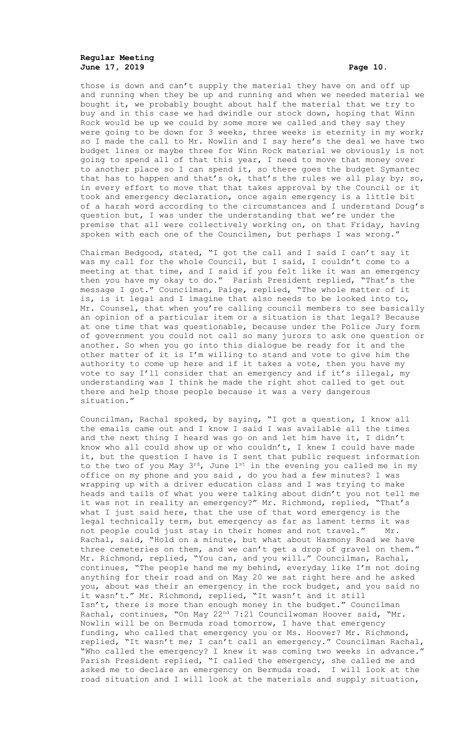those is down and can't supply the material they have on and off up and running when they be up and running and when we needed material we bought it, we probably bought about half the material that we try to buy and in this case we had dwindle our stock down, hoping that Winn Rock would be up we could by some more we called and they say they were going to be down for 3 weeks, three weeks is eternity in my work; so I made the call to Mr. Nowlin and I say here's the deal we have two budget lines or maybe three for Winn Rock material we obviously is not going to spend all of that this year, I need to move that money over to another place so I can spend it, so there goes the budget Symantec that has to happen and that's ok, that's the rules we all play by; so, in every effort to move that that takes approval by the Council or it took and emergency declaration, once again emergency is a little bit of a harsh word according to the circumstances and I understand Doug's question but, I was under the understanding that we're under the premise that all were collectively working on, on that Friday, having spoken with each one of the Councilmen, but perhaps I was wrong."

Chairman Bedgood, stated, "I got the call and I said I can't say it was my call for the whole Council, but I said, I couldn't come to a meeting at that time, and I said if you felt like it was an emergency then you have my okay to do." Parish President replied, "That's the message I got." Councilman, Paige, replied, "The whole matter of it is, is it legal and I imagine that also needs to be looked into to, Mr. Counsel, that when you're calling council members to see basically an opinion of a particular item or a situation is that legal? Because at one time that was questionable, because under the Police Jury form of government you could not call so many jurors to ask one question or another. So when you go into this dialogue be ready for it and the other matter of it is I'm willing to stand and vote to give him the authority to come up here and if it takes a vote, then you have my vote to say I'll consider that an emergency and if it's illegal, my understanding was I think he made the right shot called to get out there and help those people because it was a very dangerous situation."

Councilman, Rachal spoked, by saying, "I got a question, I know all the emails came out and I know I said I was available all the times and the next thing I heard was go on and let him have it, I didn't know who all could show up or who couldn't, I knew I could have made it, but the question I have is I sent that public request information to the two of you May 3rd, June 1st in the evening you called me in my office on my phone and you said , do you had a few minutes? I was wrapping up with a driver education class and I was trying to make heads and tails of what you were talking about didn't you not tell me it was not in reality an emergency?" Mr. Richmond, replied, "That's what I just said here, that the use of that word emergency is the legal technically term, but emergency as far as lament terms it was not people could just stay in their homes and not travel." Mr. Rachal, said, "Hold on a minute, but what about Harmony Road we have three cemeteries on them, and we can't get a drop of gravel on them." Mr. Richmond, replied, "You can, and you will." Councilman, Rachal, continues, "The people hand me my behind, everyday like I'm not doing anything for their road and on May 20 we sat right here and he asked you, about was their an emergency in the rock budget, and you said no it wasn't." Mr. Richmond, replied, "It wasn't and it still Isn't, there is more than enough money in the budget." Councilman Rachal, continues, "On May 22nd 7:21 Councilwoman Hoover said, "Mr. Nowlin will be on Bermuda road tomorrow, I have that emergency funding, who called that emergency you or Ms. Hoover? Mr. Richmond, replied, "It wasn't me; I can't call an emergency." Councilman Rachal, "Who called the emergency? I knew it was coming two weeks in advance." Parish President replied, "I called the emergency, she called me and asked me to declare an emergency on Bermuda road. I will look at the road situation and I will look at the materials and supply situation,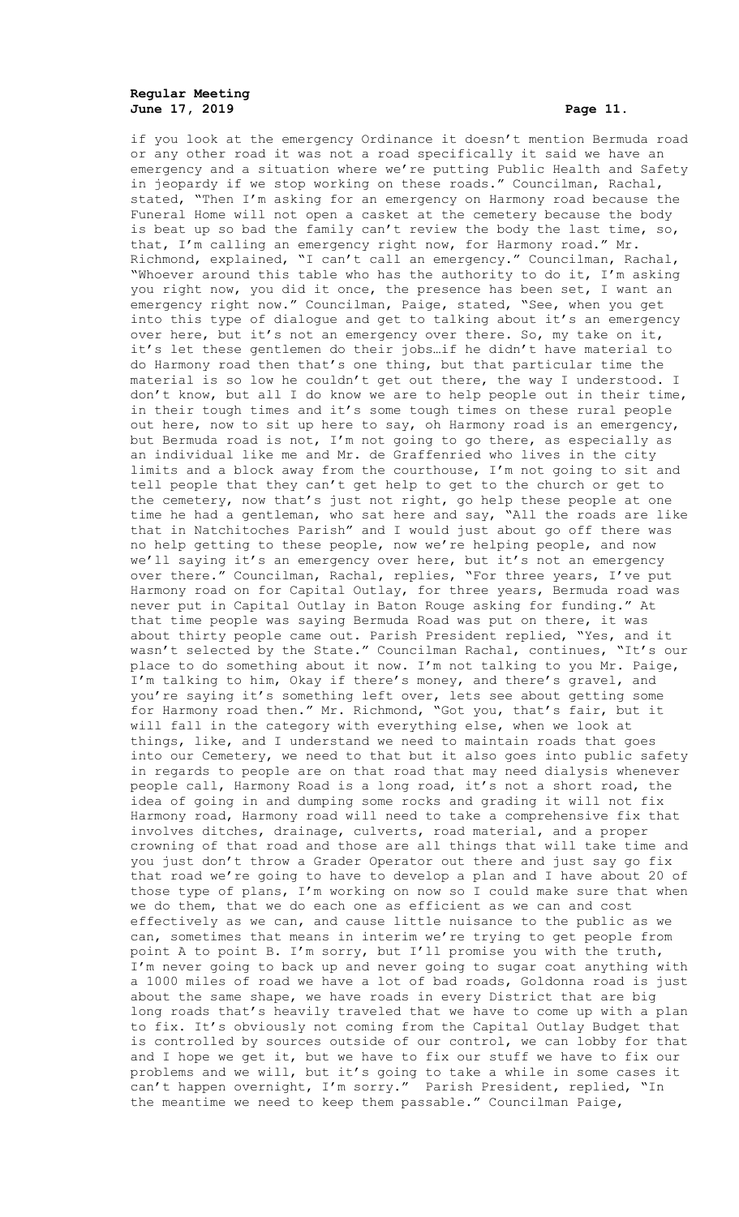if you look at the emergency Ordinance it doesn't mention Bermuda road or any other road it was not a road specifically it said we have an emergency and a situation where we're putting Public Health and Safety in jeopardy if we stop working on these roads." Councilman, Rachal, stated, "Then I'm asking for an emergency on Harmony road because the Funeral Home will not open a casket at the cemetery because the body is beat up so bad the family can't review the body the last time, so, that, I'm calling an emergency right now, for Harmony road." Mr. Richmond, explained, "I can't call an emergency." Councilman, Rachal, "Whoever around this table who has the authority to do it, I'm asking you right now, you did it once, the presence has been set, I want an emergency right now." Councilman, Paige, stated, "See, when you get into this type of dialogue and get to talking about it's an emergency over here, but it's not an emergency over there. So, my take on it, it's let these gentlemen do their jobs…if he didn't have material to do Harmony road then that's one thing, but that particular time the material is so low he couldn't get out there, the way I understood. I don't know, but all I do know we are to help people out in their time, in their tough times and it's some tough times on these rural people out here, now to sit up here to say, oh Harmony road is an emergency, but Bermuda road is not, I'm not going to go there, as especially as an individual like me and Mr. de Graffenried who lives in the city limits and a block away from the courthouse, I'm not going to sit and tell people that they can't get help to get to the church or get to the cemetery, now that's just not right, go help these people at one time he had a gentleman, who sat here and say, "All the roads are like that in Natchitoches Parish" and I would just about go off there was no help getting to these people, now we're helping people, and now we'll saying it's an emergency over here, but it's not an emergency over there." Councilman, Rachal, replies, "For three years, I've put Harmony road on for Capital Outlay, for three years, Bermuda road was never put in Capital Outlay in Baton Rouge asking for funding." At that time people was saying Bermuda Road was put on there, it was about thirty people came out. Parish President replied, "Yes, and it wasn't selected by the State." Councilman Rachal, continues, "It's our place to do something about it now. I'm not talking to you Mr. Paige, I'm talking to him, Okay if there's money, and there's gravel, and you're saying it's something left over, lets see about getting some for Harmony road then." Mr. Richmond, "Got you, that's fair, but it will fall in the category with everything else, when we look at things, like, and I understand we need to maintain roads that goes into our Cemetery, we need to that but it also goes into public safety in regards to people are on that road that may need dialysis whenever people call, Harmony Road is a long road, it's not a short road, the idea of going in and dumping some rocks and grading it will not fix Harmony road, Harmony road will need to take a comprehensive fix that involves ditches, drainage, culverts, road material, and a proper crowning of that road and those are all things that will take time and you just don't throw a Grader Operator out there and just say go fix that road we're going to have to develop a plan and I have about 20 of those type of plans, I'm working on now so I could make sure that when we do them, that we do each one as efficient as we can and cost effectively as we can, and cause little nuisance to the public as we can, sometimes that means in interim we're trying to get people from point A to point B. I'm sorry, but I'll promise you with the truth, I'm never going to back up and never going to sugar coat anything with a 1000 miles of road we have a lot of bad roads, Goldonna road is just about the same shape, we have roads in every District that are big long roads that's heavily traveled that we have to come up with a plan to fix. It's obviously not coming from the Capital Outlay Budget that is controlled by sources outside of our control, we can lobby for that and I hope we get it, but we have to fix our stuff we have to fix our problems and we will, but it's going to take a while in some cases it can't happen overnight, I'm sorry." Parish President, replied, "In the meantime we need to keep them passable." Councilman Paige,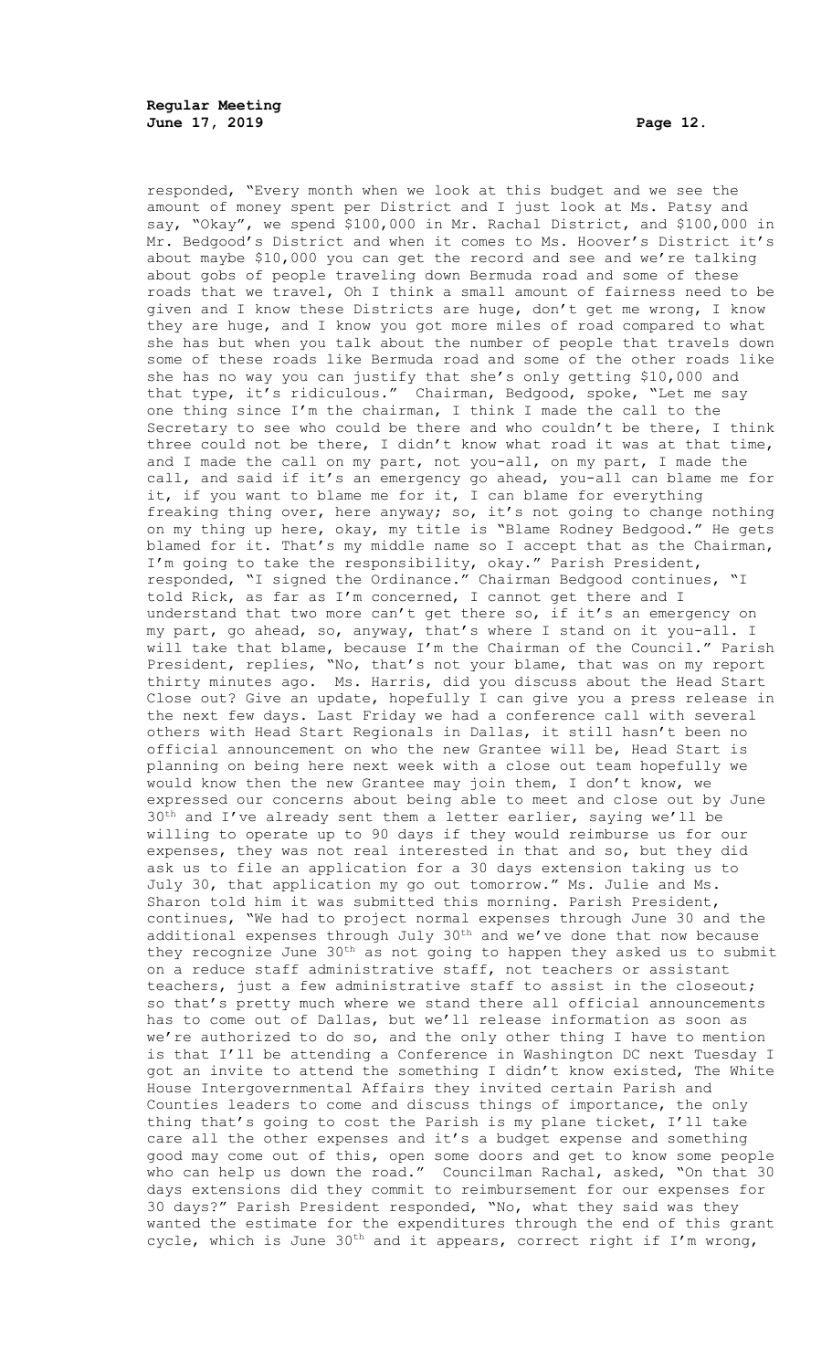responded, "Every month when we look at this budget and we see the amount of money spent per District and I just look at Ms. Patsy and say, "Okay", we spend $100,000 in Mr. Rachal District, and $100,000 in Mr. Bedgood's District and when it comes to Ms. Hoover's District it's about maybe $10,000 you can get the record and see and we're talking about gobs of people traveling down Bermuda road and some of these roads that we travel, Oh I think a small amount of fairness need to be given and I know these Districts are huge, don't get me wrong, I know they are huge, and I know you got more miles of road compared to what she has but when you talk about the number of people that travels down some of these roads like Bermuda road and some of the other roads like she has no way you can justify that she's only getting $10,000 and that type, it's ridiculous." Chairman, Bedgood, spoke, "Let me say one thing since I'm the chairman, I think I made the call to the Secretary to see who could be there and who couldn't be there, I think three could not be there, I didn't know what road it was at that time, and I made the call on my part, not you-all, on my part, I made the call, and said if it's an emergency go ahead, you-all can blame me for it, if you want to blame me for it, I can blame for everything freaking thing over, here anyway; so, it's not going to change nothing on my thing up here, okay, my title is "Blame Rodney Bedgood." He gets blamed for it. That's my middle name so I accept that as the Chairman, I'm going to take the responsibility, okay." Parish President, responded, "I signed the Ordinance." Chairman Bedgood continues, "I told Rick, as far as I'm concerned, I cannot get there and I understand that two more can't get there so, if it's an emergency on my part, go ahead, so, anyway, that's where I stand on it you-all. I will take that blame, because I'm the Chairman of the Council." Parish President, replies, "No, that's not your blame, that was on my report thirty minutes ago. Ms. Harris, did you discuss about the Head Start Close out? Give an update, hopefully I can give you a press release in the next few days. Last Friday we had a conference call with several others with Head Start Regionals in Dallas, it still hasn't been no official announcement on who the new Grantee will be, Head Start is planning on being here next week with a close out team hopefully we would know then the new Grantee may join them, I don't know, we expressed our concerns about being able to meet and close out by June 30th and I've already sent them a letter earlier, saying we'll be willing to operate up to 90 days if they would reimburse us for our expenses, they was not real interested in that and so, but they did ask us to file an application for a 30 days extension taking us to July 30, that application my go out tomorrow." Ms. Julie and Ms. Sharon told him it was submitted this morning. Parish President, continues, "We had to project normal expenses through June 30 and the additional expenses through July 30th and we've done that now because they recognize June 30th as not going to happen they asked us to submit on a reduce staff administrative staff, not teachers or assistant teachers, just a few administrative staff to assist in the closeout; so that's pretty much where we stand there all official announcements has to come out of Dallas, but we'll release information as soon as we're authorized to do so, and the only other thing I have to mention is that I'll be attending a Conference in Washington DC next Tuesday I got an invite to attend the something I didn't know existed, The White House Intergovernmental Affairs they invited certain Parish and Counties leaders to come and discuss things of importance, the only thing that's going to cost the Parish is my plane ticket, I'll take care all the other expenses and it's a budget expense and something good may come out of this, open some doors and get to know some people who can help us down the road." Councilman Rachal, asked, "On that 30 days extensions did they commit to reimbursement for our expenses for 30 days?" Parish President responded, "No, what they said was they wanted the estimate for the expenditures through the end of this grant cycle, which is June 30th and it appears, correct right if I'm wrong,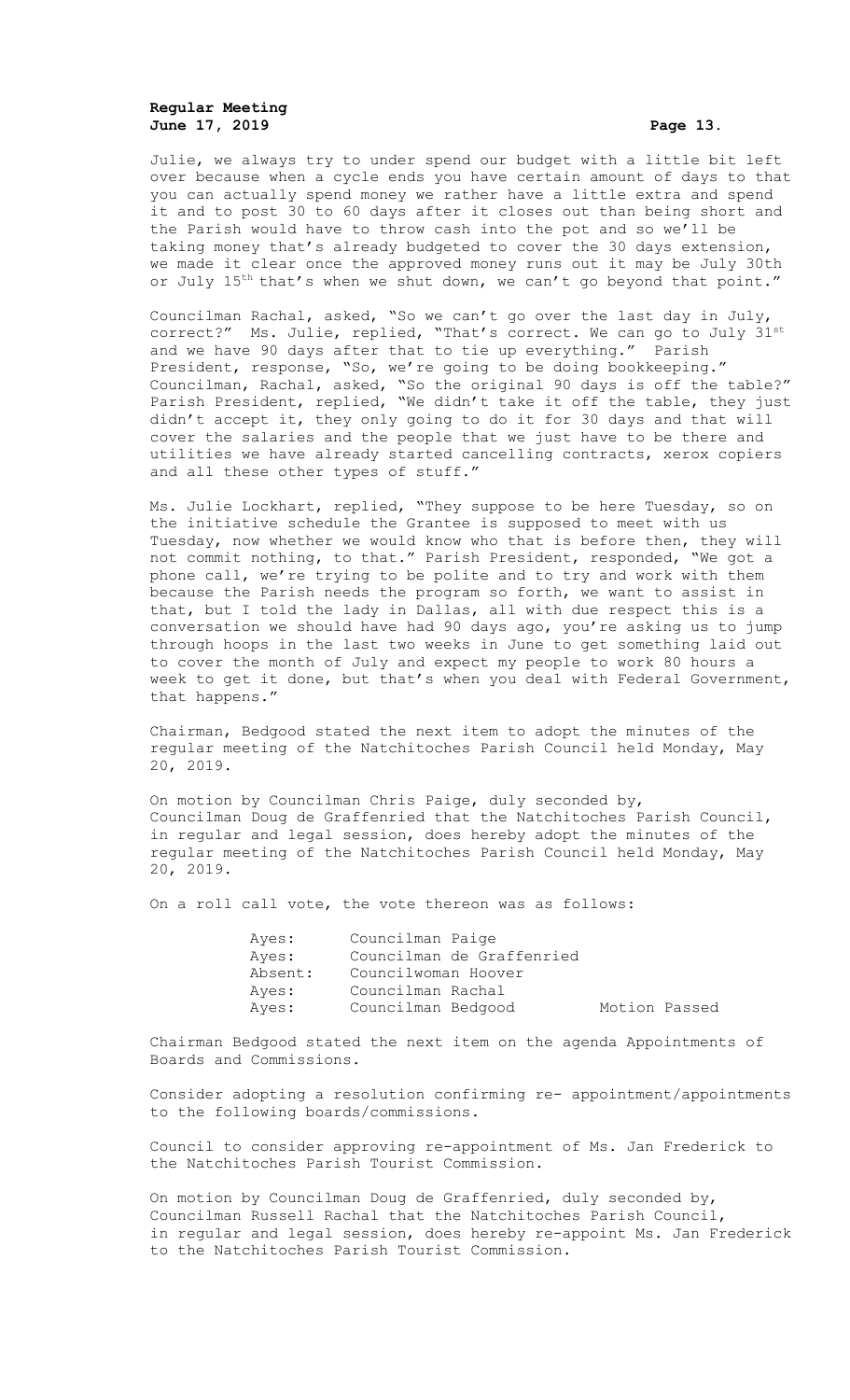Julie, we always try to under spend our budget with a little bit left over because when a cycle ends you have certain amount of days to that you can actually spend money we rather have a little extra and spend it and to post 30 to 60 days after it closes out than being short and the Parish would have to throw cash into the pot and so we'll be taking money that's already budgeted to cover the 30 days extension, we made it clear once the approved money runs out it may be July 30th or July 15th that's when we shut down, we can't go beyond that point."

Councilman Rachal, asked, "So we can't go over the last day in July, correct?" Ms. Julie, replied, "That's correct. We can go to July 31st and we have 90 days after that to tie up everything." Parish President, response, "So, we're going to be doing bookkeeping." Councilman, Rachal, asked, "So the original 90 days is off the table?" Parish President, replied, "We didn't take it off the table, they just didn't accept it, they only going to do it for 30 days and that will cover the salaries and the people that we just have to be there and utilities we have already started cancelling contracts, xerox copiers and all these other types of stuff."

Ms. Julie Lockhart, replied, "They suppose to be here Tuesday, so on the initiative schedule the Grantee is supposed to meet with us Tuesday, now whether we would know who that is before then, they will not commit nothing, to that." Parish President, responded, "We got a phone call, we're trying to be polite and to try and work with them because the Parish needs the program so forth, we want to assist in that, but I told the lady in Dallas, all with due respect this is a conversation we should have had 90 days ago, you're asking us to jump through hoops in the last two weeks in June to get something laid out to cover the month of July and expect my people to work 80 hours a week to get it done, but that's when you deal with Federal Government, that happens."

Chairman, Bedgood stated the next item to adopt the minutes of the regular meeting of the Natchitoches Parish Council held Monday, May 20, 2019.

On motion by Councilman Chris Paige, duly seconded by, Councilman Doug de Graffenried that the Natchitoches Parish Council, in regular and legal session, does hereby adopt the minutes of the regular meeting of the Natchitoches Parish Council held Monday, May 20, 2019.

On a roll call vote, the vote thereon was as follows:

| | | |
|---|---|---|
| Ayes: | Councilman Paige | |
| Ayes: | Councilman de Graffenried | |
| Absent: | Councilwoman Hoover | |
| Ayes: | Councilman Rachal | |
| Ayes: | Councilman Bedgood | Motion Passed |

Chairman Bedgood stated the next item on the agenda Appointments of Boards and Commissions.

Consider adopting a resolution confirming re- appointment/appointments to the following boards/commissions.

Council to consider approving re-appointment of Ms. Jan Frederick to the Natchitoches Parish Tourist Commission.

On motion by Councilman Doug de Graffenried, duly seconded by, Councilman Russell Rachal that the Natchitoches Parish Council, in regular and legal session, does hereby re-appoint Ms. Jan Frederick to the Natchitoches Parish Tourist Commission.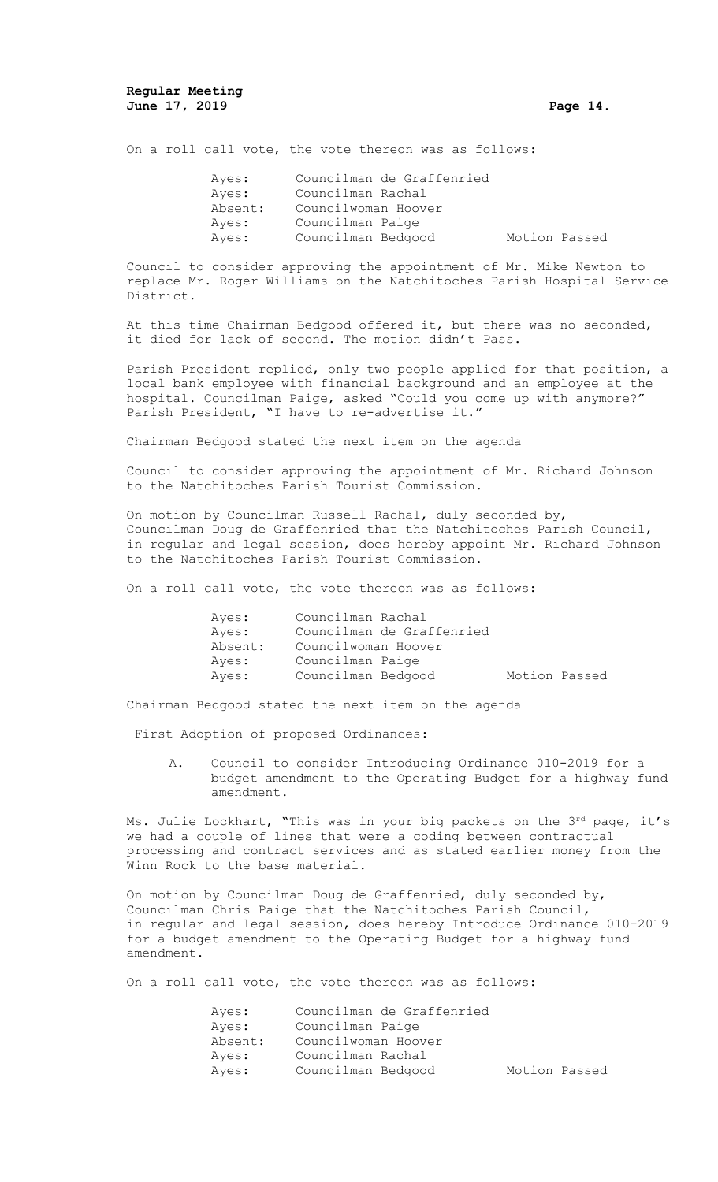On a roll call vote, the vote thereon was as follows:

| | | |
|---|---|---|
| Ayes: | Councilman de Graffenried | |
| Ayes: | Councilman Rachal | |
| Absent: | Councilwoman Hoover | |
| Ayes: | Councilman Paige | |
| Ayes: | Councilman Bedgood | Motion Passed |

Council to consider approving the appointment of Mr. Mike Newton to replace Mr. Roger Williams on the Natchitoches Parish Hospital Service District.

At this time Chairman Bedgood offered it, but there was no seconded, it died for lack of second. The motion didn't Pass.

Parish President replied, only two people applied for that position, a local bank employee with financial background and an employee at the hospital. Councilman Paige, asked "Could you come up with anymore?" Parish President, "I have to re-advertise it."

Chairman Bedgood stated the next item on the agenda

Council to consider approving the appointment of Mr. Richard Johnson to the Natchitoches Parish Tourist Commission.

On motion by Councilman Russell Rachal, duly seconded by, Councilman Doug de Graffenried that the Natchitoches Parish Council, in regular and legal session, does hereby appoint Mr. Richard Johnson to the Natchitoches Parish Tourist Commission.

On a roll call vote, the vote thereon was as follows:

| | | |
|---|---|---|
| Ayes: | Councilman Rachal | |
| Ayes: | Councilman de Graffenried | |
| Absent: | Councilwoman Hoover | |
| Ayes: | Councilman Paige | |
| Ayes: | Councilman Bedgood | Motion Passed |

Chairman Bedgood stated the next item on the agenda

First Adoption of proposed Ordinances:

A. Council to consider Introducing Ordinance 010-2019 for a budget amendment to the Operating Budget for a highway fund amendment.

Ms. Julie Lockhart, "This was in your big packets on the 3rd page, it's we had a couple of lines that were a coding between contractual processing and contract services and as stated earlier money from the Winn Rock to the base material.

On motion by Councilman Doug de Graffenried, duly seconded by, Councilman Chris Paige that the Natchitoches Parish Council, in regular and legal session, does hereby Introduce Ordinance 010-2019 for a budget amendment to the Operating Budget for a highway fund amendment.

On a roll call vote, the vote thereon was as follows:

| | | |
|---|---|---|
| Ayes: | Councilman de Graffenried | |
| Ayes: | Councilman Paige | |
| Absent: | Councilwoman Hoover | |
| Ayes: | Councilman Rachal | |
| Ayes: | Councilman Bedgood | Motion Passed |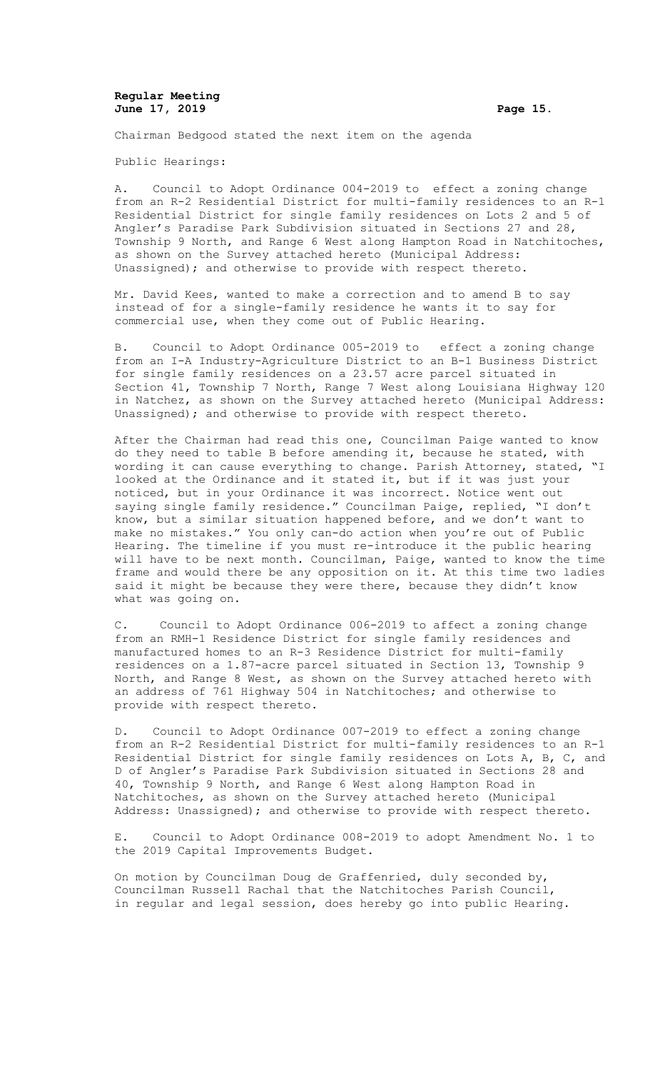Chairman Bedgood stated the next item on the agenda

Public Hearings:

A. Council to Adopt Ordinance 004-2019 to effect a zoning change from an R-2 Residential District for multi-family residences to an R-1 Residential District for single family residences on Lots 2 and 5 of Angler's Paradise Park Subdivision situated in Sections 27 and 28, Township 9 North, and Range 6 West along Hampton Road in Natchitoches, as shown on the Survey attached hereto (Municipal Address: Unassigned); and otherwise to provide with respect thereto.

Mr. David Kees, wanted to make a correction and to amend B to say instead of for a single-family residence he wants it to say for commercial use, when they come out of Public Hearing.

B. Council to Adopt Ordinance 005-2019 to effect a zoning change from an I-A Industry-Agriculture District to an B-1 Business District for single family residences on a 23.57 acre parcel situated in Section 41, Township 7 North, Range 7 West along Louisiana Highway 120 in Natchez, as shown on the Survey attached hereto (Municipal Address: Unassigned); and otherwise to provide with respect thereto.

After the Chairman had read this one, Councilman Paige wanted to know do they need to table B before amending it, because he stated, with wording it can cause everything to change. Parish Attorney, stated, "I looked at the Ordinance and it stated it, but if it was just your noticed, but in your Ordinance it was incorrect. Notice went out saying single family residence." Councilman Paige, replied, "I don't know, but a similar situation happened before, and we don't want to make no mistakes." You only can-do action when you're out of Public Hearing. The timeline if you must re-introduce it the public hearing will have to be next month. Councilman, Paige, wanted to know the time frame and would there be any opposition on it. At this time two ladies said it might be because they were there, because they didn't know what was going on.

C. Council to Adopt Ordinance 006-2019 to affect a zoning change from an RMH-1 Residence District for single family residences and manufactured homes to an R-3 Residence District for multi-family residences on a 1.87-acre parcel situated in Section 13, Township 9 North, and Range 8 West, as shown on the Survey attached hereto with an address of 761 Highway 504 in Natchitoches; and otherwise to provide with respect thereto.

D. Council to Adopt Ordinance 007-2019 to effect a zoning change from an R-2 Residential District for multi-family residences to an R-1 Residential District for single family residences on Lots A, B, C, and D of Angler's Paradise Park Subdivision situated in Sections 28 and 40, Township 9 North, and Range 6 West along Hampton Road in Natchitoches, as shown on the Survey attached hereto (Municipal Address: Unassigned); and otherwise to provide with respect thereto.

E. Council to Adopt Ordinance 008-2019 to adopt Amendment No. 1 to the 2019 Capital Improvements Budget.

On motion by Councilman Doug de Graffenried, duly seconded by, Councilman Russell Rachal that the Natchitoches Parish Council, in regular and legal session, does hereby go into public Hearing.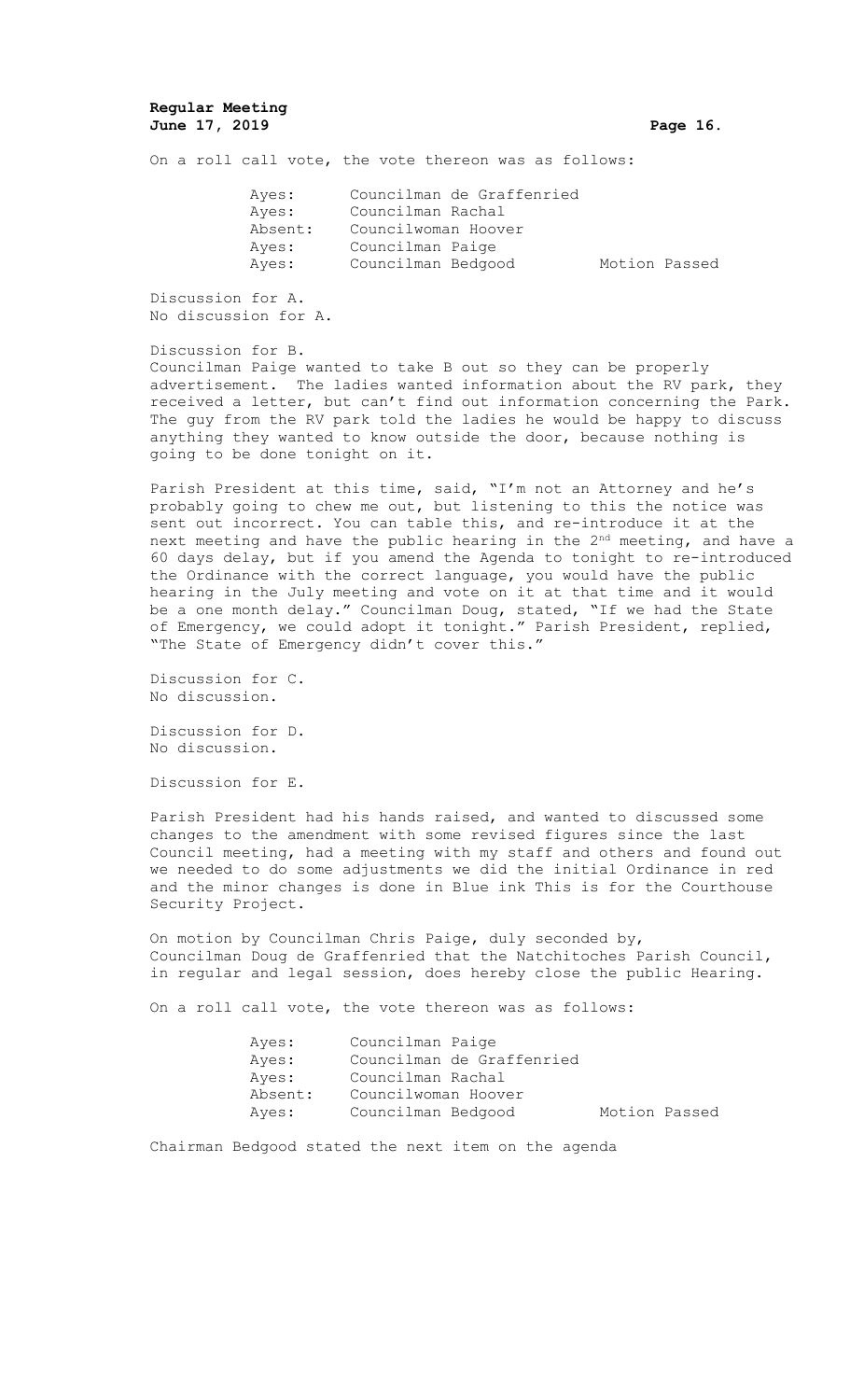On a roll call vote, the vote thereon was as follows:

| | | |
|---|---|---|
| Ayes: | Councilman de Graffenried | |
| Ayes: | Councilman Rachal | |
| Absent: | Councilwoman Hoover | |
| Ayes: | Councilman Paige | |
| Ayes: | Councilman Bedgood | Motion Passed |

Discussion for A.
No discussion for A.

Discussion for B.
Councilman Paige wanted to take B out so they can be properly advertisement. The ladies wanted information about the RV park, they received a letter, but can't find out information concerning the Park. The guy from the RV park told the ladies he would be happy to discuss anything they wanted to know outside the door, because nothing is going to be done tonight on it.

Parish President at this time, said, "I'm not an Attorney and he's probably going to chew me out, but listening to this the notice was sent out incorrect. You can table this, and re-introduce it at the next meeting and have the public hearing in the 2nd meeting, and have a 60 days delay, but if you amend the Agenda to tonight to re-introduced the Ordinance with the correct language, you would have the public hearing in the July meeting and vote on it at that time and it would be a one month delay." Councilman Doug, stated, "If we had the State of Emergency, we could adopt it tonight." Parish President, replied, "The State of Emergency didn't cover this."

Discussion for C.
No discussion.

Discussion for D.
No discussion.

Discussion for E.

Parish President had his hands raised, and wanted to discussed some changes to the amendment with some revised figures since the last Council meeting, had a meeting with my staff and others and found out we needed to do some adjustments we did the initial Ordinance in red and the minor changes is done in Blue ink This is for the Courthouse Security Project.

On motion by Councilman Chris Paige, duly seconded by, Councilman Doug de Graffenried that the Natchitoches Parish Council, in regular and legal session, does hereby close the public Hearing.

On a roll call vote, the vote thereon was as follows:

| | | |
|---|---|---|
| Ayes: | Councilman Paige | |
| Ayes: | Councilman de Graffenried | |
| Ayes: | Councilman Rachal | |
| Absent: | Councilwoman Hoover | |
| Ayes: | Councilman Bedgood | Motion Passed |

Chairman Bedgood stated the next item on the agenda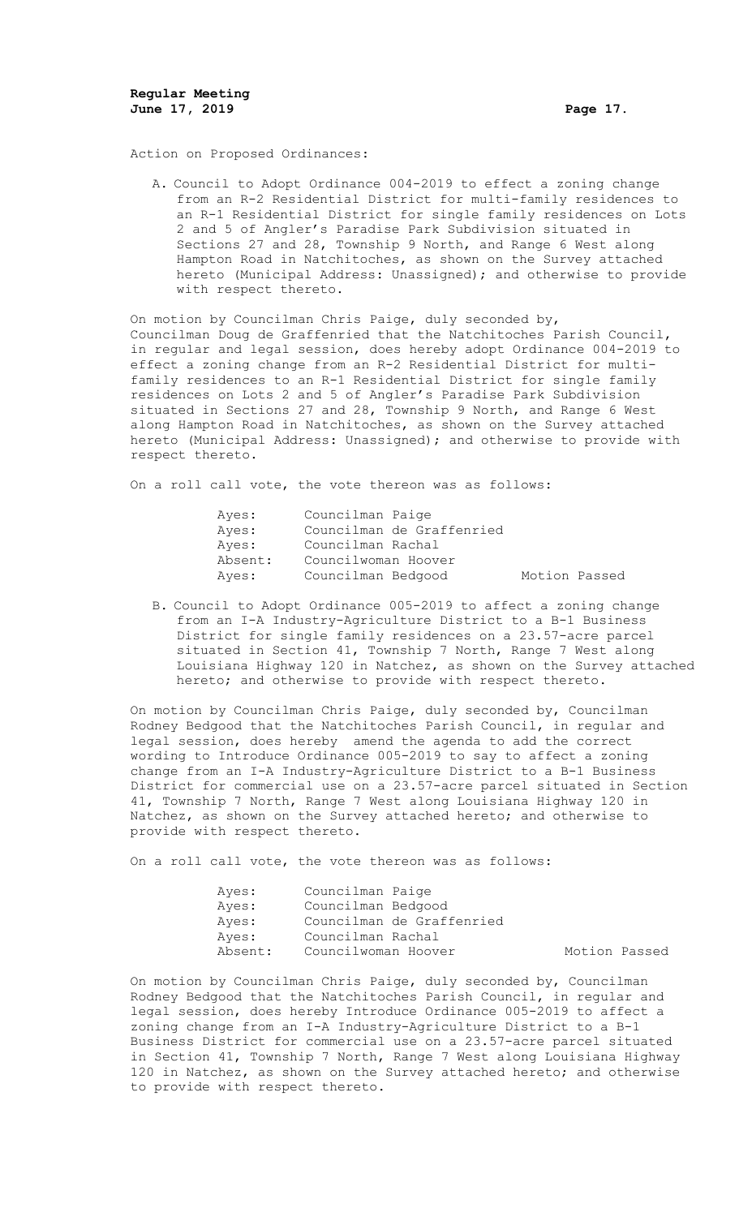Action on Proposed Ordinances:

A. Council to Adopt Ordinance 004-2019 to effect a zoning change from an R-2 Residential District for multi-family residences to an R-1 Residential District for single family residences on Lots 2 and 5 of Angler's Paradise Park Subdivision situated in Sections 27 and 28, Township 9 North, and Range 6 West along Hampton Road in Natchitoches, as shown on the Survey attached hereto (Municipal Address: Unassigned); and otherwise to provide with respect thereto.

On motion by Councilman Chris Paige, duly seconded by, Councilman Doug de Graffenried that the Natchitoches Parish Council, in regular and legal session, does hereby adopt Ordinance 004-2019 to effect a zoning change from an R-2 Residential District for multi-family residences to an R-1 Residential District for single family residences on Lots 2 and 5 of Angler's Paradise Park Subdivision situated in Sections 27 and 28, Township 9 North, and Range 6 West along Hampton Road in Natchitoches, as shown on the Survey attached hereto (Municipal Address: Unassigned); and otherwise to provide with respect thereto.

On a roll call vote, the vote thereon was as follows:

| | | |
|---|---|---|
| Ayes: | Councilman Paige | |
| Ayes: | Councilman de Graffenried | |
| Ayes: | Councilman Rachal | |
| Absent: | Councilwoman Hoover | |
| Ayes: | Councilman Bedgood | Motion Passed |

B. Council to Adopt Ordinance 005-2019 to affect a zoning change from an I-A Industry-Agriculture District to a B-1 Business District for single family residences on a 23.57-acre parcel situated in Section 41, Township 7 North, Range 7 West along Louisiana Highway 120 in Natchez, as shown on the Survey attached hereto; and otherwise to provide with respect thereto.

On motion by Councilman Chris Paige, duly seconded by, Councilman Rodney Bedgood that the Natchitoches Parish Council, in regular and legal session, does hereby amend the agenda to add the correct wording to Introduce Ordinance 005-2019 to say to affect a zoning change from an I-A Industry-Agriculture District to a B-1 Business District for commercial use on a 23.57-acre parcel situated in Section 41, Township 7 North, Range 7 West along Louisiana Highway 120 in Natchez, as shown on the Survey attached hereto; and otherwise to provide with respect thereto.

On a roll call vote, the vote thereon was as follows:

| | | |
|---|---|---|
| Ayes: | Councilman Paige | |
| Ayes: | Councilman Bedgood | |
| Ayes: | Councilman de Graffenried | |
| Ayes: | Councilman Rachal | |
| Absent: | Councilwoman Hoover | Motion Passed |

On motion by Councilman Chris Paige, duly seconded by, Councilman Rodney Bedgood that the Natchitoches Parish Council, in regular and legal session, does hereby Introduce Ordinance 005-2019 to affect a zoning change from an I-A Industry-Agriculture District to a B-1 Business District for commercial use on a 23.57-acre parcel situated in Section 41, Township 7 North, Range 7 West along Louisiana Highway 120 in Natchez, as shown on the Survey attached hereto; and otherwise to provide with respect thereto.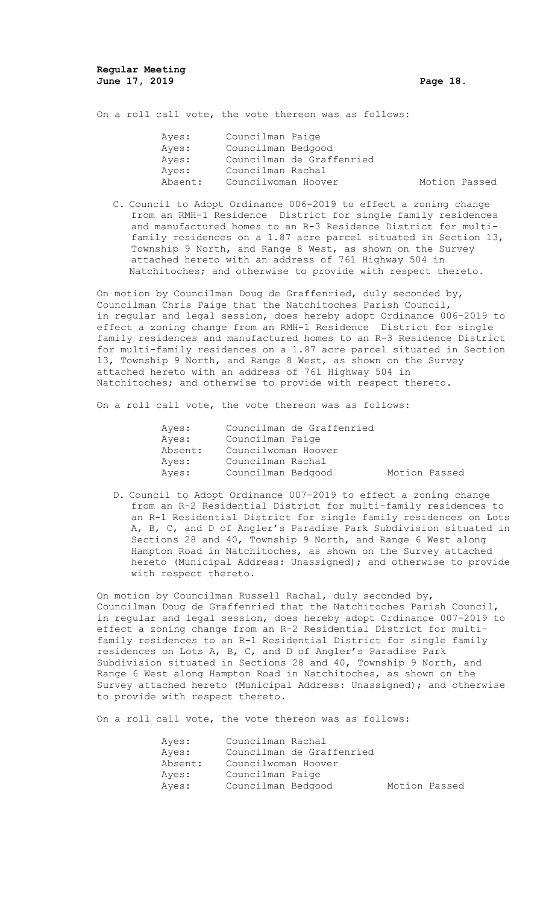On a roll call vote, the vote thereon was as follows:

| | | |
|---|---|---|
| Ayes: | Councilman Paige | |
| Ayes: | Councilman Bedgood | |
| Ayes: | Councilman de Graffenried | |
| Ayes: | Councilman Rachal | |
| Absent: | Councilwoman Hoover | Motion Passed |

C. Council to Adopt Ordinance 006-2019 to effect a zoning change from an RMH-1 Residence District for single family residences and manufactured homes to an R-3 Residence District for multi-family residences on a 1.87 acre parcel situated in Section 13, Township 9 North, and Range 8 West, as shown on the Survey attached hereto with an address of 761 Highway 504 in Natchitoches; and otherwise to provide with respect thereto.

On motion by Councilman Doug de Graffenried, duly seconded by, Councilman Chris Paige that the Natchitoches Parish Council, in regular and legal session, does hereby adopt Ordinance 006-2019 to effect a zoning change from an RMH-1 Residence District for single family residences and manufactured homes to an R-3 Residence District for multi-family residences on a 1.87 acre parcel situated in Section 13, Township 9 North, and Range 8 West, as shown on the Survey attached hereto with an address of 761 Highway 504 in Natchitoches; and otherwise to provide with respect thereto.

On a roll call vote, the vote thereon was as follows:

| | | |
|---|---|---|
| Ayes: | Councilman de Graffenried | |
| Ayes: | Councilman Paige | |
| Absent: | Councilwoman Hoover | |
| Ayes: | Councilman Rachal | |
| Ayes: | Councilman Bedgood | Motion Passed |

D. Council to Adopt Ordinance 007-2019 to effect a zoning change from an R-2 Residential District for multi-family residences to an R-1 Residential District for single family residences on Lots A, B, C, and D of Angler's Paradise Park Subdivision situated in Sections 28 and 40, Township 9 North, and Range 6 West along Hampton Road in Natchitoches, as shown on the Survey attached hereto (Municipal Address: Unassigned); and otherwise to provide with respect thereto.

On motion by Councilman Russell Rachal, duly seconded by, Councilman Doug de Graffenried that the Natchitoches Parish Council, in regular and legal session, does hereby adopt Ordinance 007-2019 to effect a zoning change from an R-2 Residential District for multi-family residences to an R-1 Residential District for single family residences on Lots A, B, C, and D of Angler's Paradise Park Subdivision situated in Sections 28 and 40, Township 9 North, and Range 6 West along Hampton Road in Natchitoches, as shown on the Survey attached hereto (Municipal Address: Unassigned); and otherwise to provide with respect thereto.

On a roll call vote, the vote thereon was as follows:

| | | |
|---|---|---|
| Ayes: | Councilman Rachal | |
| Ayes: | Councilman de Graffenried | |
| Absent: | Councilwoman Hoover | |
| Ayes: | Councilman Paige | |
| Ayes: | Councilman Bedgood | Motion Passed |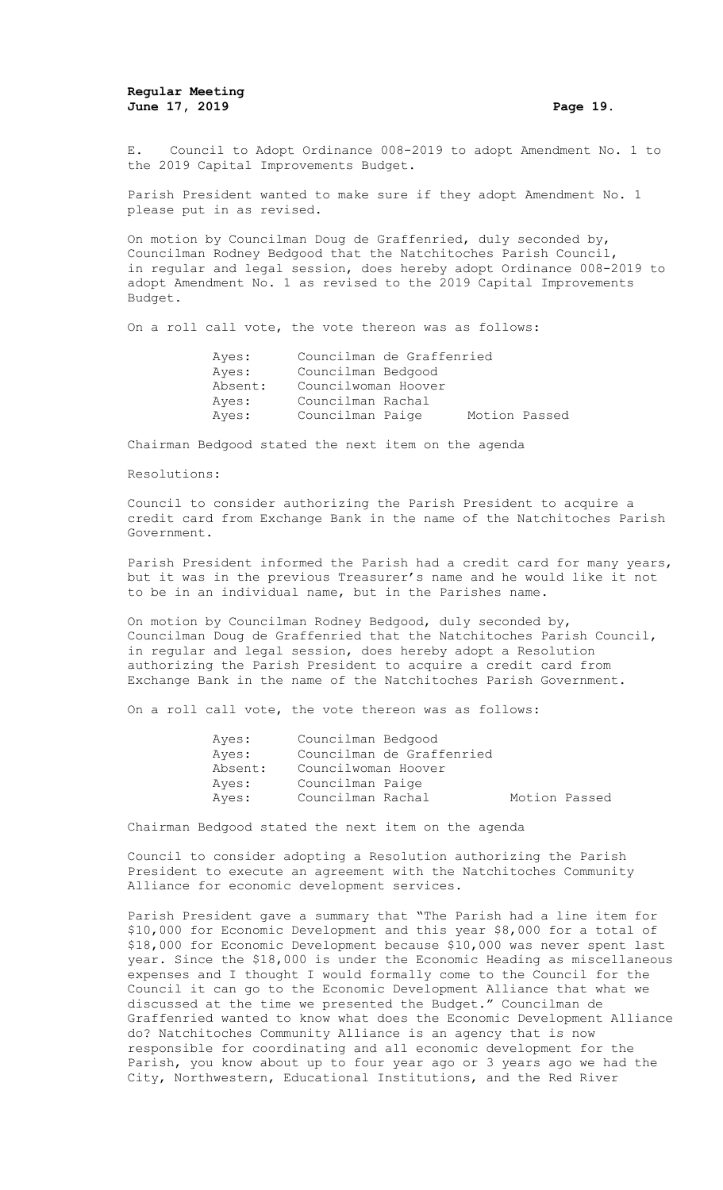E. Council to Adopt Ordinance 008-2019 to adopt Amendment No. 1 to the 2019 Capital Improvements Budget.

Parish President wanted to make sure if they adopt Amendment No. 1 please put in as revised.

On motion by Councilman Doug de Graffenried, duly seconded by, Councilman Rodney Bedgood that the Natchitoches Parish Council, in regular and legal session, does hereby adopt Ordinance 008-2019 to adopt Amendment No. 1 as revised to the 2019 Capital Improvements Budget.

On a roll call vote, the vote thereon was as follows:

| | | |
|---|---|---|
| Ayes: | Councilman de Graffenried | |
| Ayes: | Councilman Bedgood | |
| Absent: | Councilwoman Hoover | |
| Ayes: | Councilman Rachal | |
| Ayes: | Councilman Paige | Motion Passed |

Chairman Bedgood stated the next item on the agenda

Resolutions:

Council to consider authorizing the Parish President to acquire a credit card from Exchange Bank in the name of the Natchitoches Parish Government.

Parish President informed the Parish had a credit card for many years, but it was in the previous Treasurer's name and he would like it not to be in an individual name, but in the Parishes name.

On motion by Councilman Rodney Bedgood, duly seconded by, Councilman Doug de Graffenried that the Natchitoches Parish Council, in regular and legal session, does hereby adopt a Resolution authorizing the Parish President to acquire a credit card from Exchange Bank in the name of the Natchitoches Parish Government.

On a roll call vote, the vote thereon was as follows:

| | | |
|---|---|---|
| Ayes: | Councilman Bedgood | |
| Ayes: | Councilman de Graffenried | |
| Absent: | Councilwoman Hoover | |
| Ayes: | Councilman Paige | |
| Ayes: | Councilman Rachal | Motion Passed |

Chairman Bedgood stated the next item on the agenda

Council to consider adopting a Resolution authorizing the Parish President to execute an agreement with the Natchitoches Community Alliance for economic development services.

Parish President gave a summary that "The Parish had a line item for $10,000 for Economic Development and this year $8,000 for a total of $18,000 for Economic Development because $10,000 was never spent last year. Since the $18,000 is under the Economic Heading as miscellaneous expenses and I thought I would formally come to the Council for the Council it can go to the Economic Development Alliance that what we discussed at the time we presented the Budget." Councilman de Graffenried wanted to know what does the Economic Development Alliance do? Natchitoches Community Alliance is an agency that is now responsible for coordinating and all economic development for the Parish, you know about up to four year ago or 3 years ago we had the City, Northwestern, Educational Institutions, and the Red River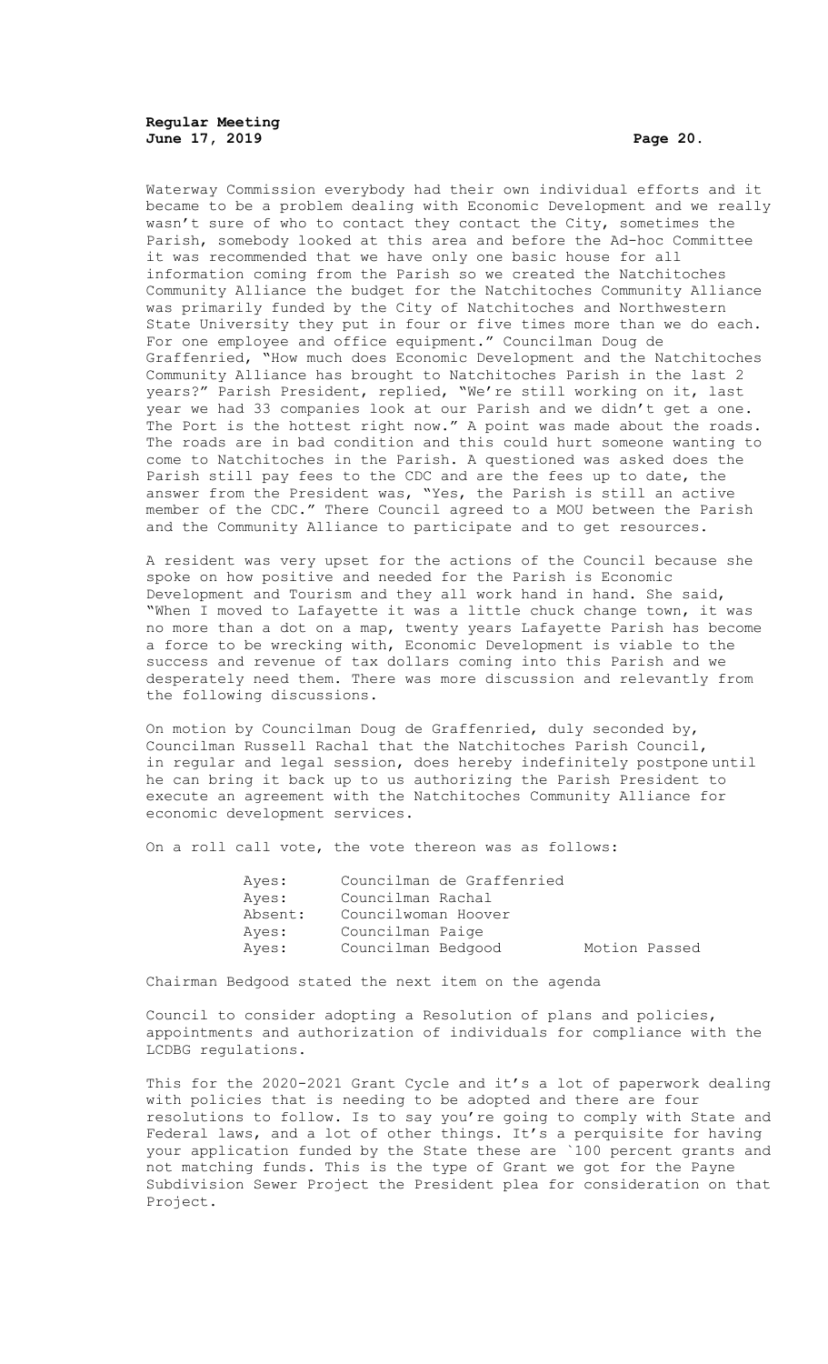Waterway Commission everybody had their own individual efforts and it became to be a problem dealing with Economic Development and we really wasn't sure of who to contact they contact the City, sometimes the Parish, somebody looked at this area and before the Ad-hoc Committee it was recommended that we have only one basic house for all information coming from the Parish so we created the Natchitoches Community Alliance the budget for the Natchitoches Community Alliance was primarily funded by the City of Natchitoches and Northwestern State University they put in four or five times more than we do each. For one employee and office equipment." Councilman Doug de Graffenried, "How much does Economic Development and the Natchitoches Community Alliance has brought to Natchitoches Parish in the last 2 years?" Parish President, replied, "We're still working on it, last year we had 33 companies look at our Parish and we didn't get a one. The Port is the hottest right now." A point was made about the roads. The roads are in bad condition and this could hurt someone wanting to come to Natchitoches in the Parish. A questioned was asked does the Parish still pay fees to the CDC and are the fees up to date, the answer from the President was, "Yes, the Parish is still an active member of the CDC." There Council agreed to a MOU between the Parish and the Community Alliance to participate and to get resources.

A resident was very upset for the actions of the Council because she spoke on how positive and needed for the Parish is Economic Development and Tourism and they all work hand in hand. She said, "When I moved to Lafayette it was a little chuck change town, it was no more than a dot on a map, twenty years Lafayette Parish has become a force to be wrecking with, Economic Development is viable to the success and revenue of tax dollars coming into this Parish and we desperately need them. There was more discussion and relevantly from the following discussions.

On motion by Councilman Doug de Graffenried, duly seconded by, Councilman Russell Rachal that the Natchitoches Parish Council, in regular and legal session, does hereby indefinitely postpone until he can bring it back up to us authorizing the Parish President to execute an agreement with the Natchitoches Community Alliance for economic development services.

On a roll call vote, the vote thereon was as follows:

| | | |
|---|---|---|
| Ayes: | Councilman de Graffenried | |
| Ayes: | Councilman Rachal | |
| Absent: | Councilwoman Hoover | |
| Ayes: | Councilman Paige | |
| Ayes: | Councilman Bedgood | Motion Passed |

Chairman Bedgood stated the next item on the agenda

Council to consider adopting a Resolution of plans and policies, appointments and authorization of individuals for compliance with the LCDBG regulations.

This for the 2020-2021 Grant Cycle and it's a lot of paperwork dealing with policies that is needing to be adopted and there are four resolutions to follow. Is to say you're going to comply with State and Federal laws, and a lot of other things. It's a perquisite for having your application funded by the State these are `100 percent grants and not matching funds. This is the type of Grant we got for the Payne Subdivision Sewer Project the President plea for consideration on that Project.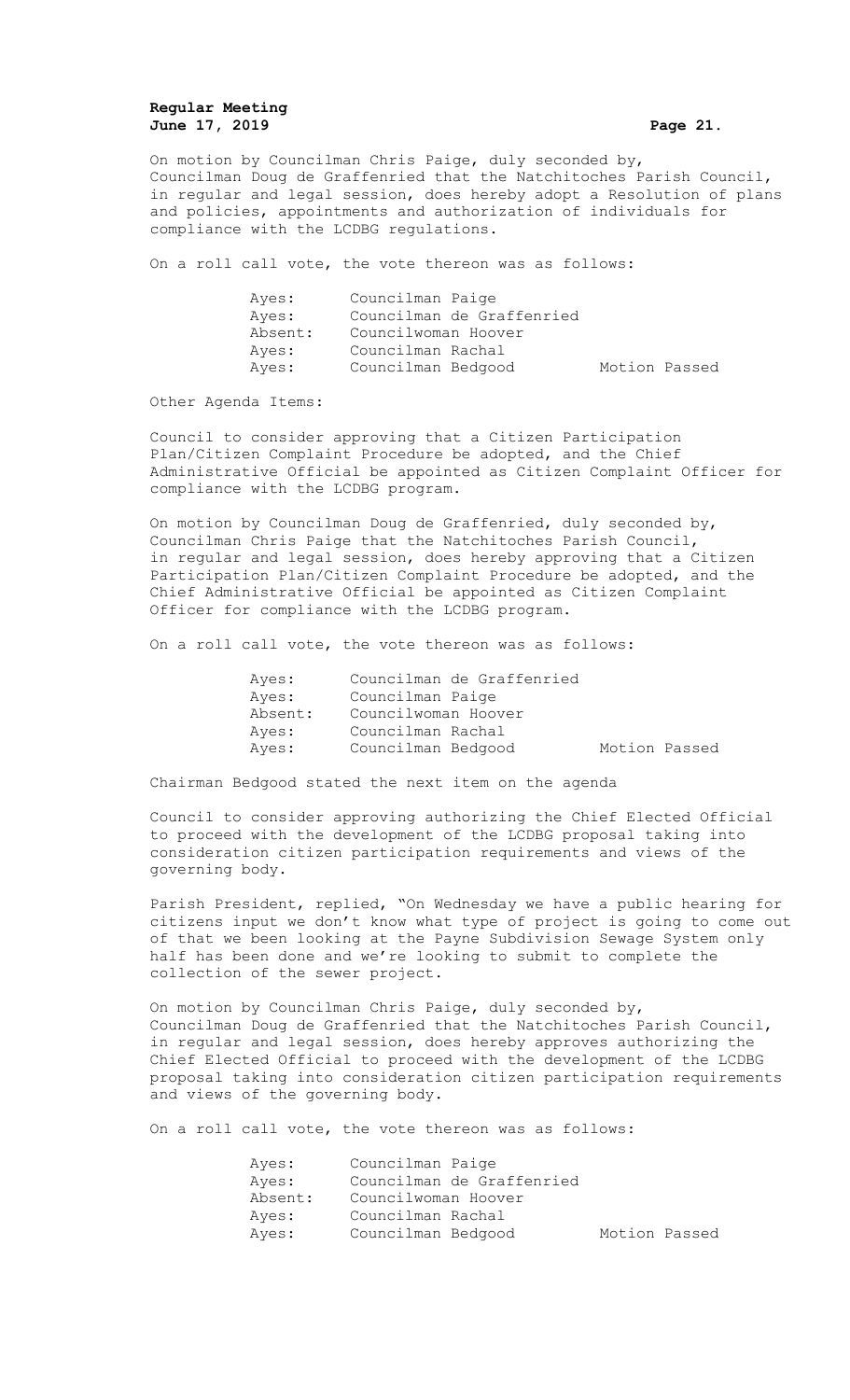On motion by Councilman Chris Paige, duly seconded by, Councilman Doug de Graffenried that the Natchitoches Parish Council, in regular and legal session, does hereby adopt a Resolution of plans and policies, appointments and authorization of individuals for compliance with the LCDBG regulations.

On a roll call vote, the vote thereon was as follows:

| | | |
|---|---|---|
| Ayes: | Councilman Paige | |
| Ayes: | Councilman de Graffenried | |
| Absent: | Councilwoman Hoover | |
| Ayes: | Councilman Rachal | |
| Ayes: | Councilman Bedgood | Motion Passed |

Other Agenda Items:

Council to consider approving that a Citizen Participation Plan/Citizen Complaint Procedure be adopted, and the Chief Administrative Official be appointed as Citizen Complaint Officer for compliance with the LCDBG program.

On motion by Councilman Doug de Graffenried, duly seconded by, Councilman Chris Paige that the Natchitoches Parish Council, in regular and legal session, does hereby approving that a Citizen Participation Plan/Citizen Complaint Procedure be adopted, and the Chief Administrative Official be appointed as Citizen Complaint Officer for compliance with the LCDBG program.

On a roll call vote, the vote thereon was as follows:

| | | |
|---|---|---|
| Ayes: | Councilman de Graffenried | |
| Ayes: | Councilman Paige | |
| Absent: | Councilwoman Hoover | |
| Ayes: | Councilman Rachal | |
| Ayes: | Councilman Bedgood | Motion Passed |

Chairman Bedgood stated the next item on the agenda

Council to consider approving authorizing the Chief Elected Official to proceed with the development of the LCDBG proposal taking into consideration citizen participation requirements and views of the governing body.

Parish President, replied, "On Wednesday we have a public hearing for citizens input we don't know what type of project is going to come out of that we been looking at the Payne Subdivision Sewage System only half has been done and we're looking to submit to complete the collection of the sewer project.

On motion by Councilman Chris Paige, duly seconded by, Councilman Doug de Graffenried that the Natchitoches Parish Council, in regular and legal session, does hereby approves authorizing the Chief Elected Official to proceed with the development of the LCDBG proposal taking into consideration citizen participation requirements and views of the governing body.

On a roll call vote, the vote thereon was as follows:

| | | |
|---|---|---|
| Ayes: | Councilman Paige | |
| Ayes: | Councilman de Graffenried | |
| Absent: | Councilwoman Hoover | |
| Ayes: | Councilman Rachal | |
| Ayes: | Councilman Bedgood | Motion Passed |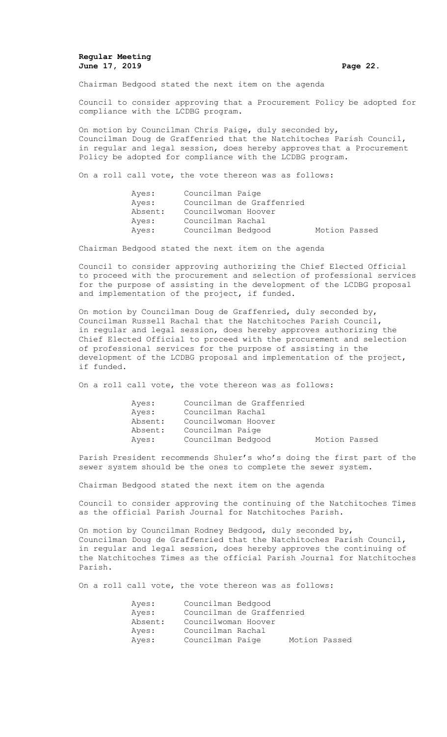Chairman Bedgood stated the next item on the agenda

Council to consider approving that a Procurement Policy be adopted for compliance with the LCDBG program.

On motion by Councilman Chris Paige, duly seconded by, Councilman Doug de Graffenried that the Natchitoches Parish Council, in regular and legal session, does hereby approves that a Procurement Policy be adopted for compliance with the LCDBG program.

On a roll call vote, the vote thereon was as follows:

| | | |
|---|---|---|
| Ayes: | Councilman Paige | |
| Ayes: | Councilman de Graffenried | |
| Absent: | Councilwoman Hoover | |
| Ayes: | Councilman Rachal | |
| Ayes: | Councilman Bedgood | Motion Passed |

Chairman Bedgood stated the next item on the agenda

Council to consider approving authorizing the Chief Elected Official to proceed with the procurement and selection of professional services for the purpose of assisting in the development of the LCDBG proposal and implementation of the project, if funded.

On motion by Councilman Doug de Graffenried, duly seconded by, Councilman Russell Rachal that the Natchitoches Parish Council, in regular and legal session, does hereby approves authorizing the Chief Elected Official to proceed with the procurement and selection of professional services for the purpose of assisting in the development of the LCDBG proposal and implementation of the project, if funded.

On a roll call vote, the vote thereon was as follows:

| | | |
|---|---|---|
| Ayes: | Councilman de Graffenried | |
| Ayes: | Councilman Rachal | |
| Absent: | Councilwoman Hoover | |
| Absent: | Councilman Paige | |
| Ayes: | Councilman Bedgood | Motion Passed |

Parish President recommends Shuler's who's doing the first part of the sewer system should be the ones to complete the sewer system.

Chairman Bedgood stated the next item on the agenda

Council to consider approving the continuing of the Natchitoches Times as the official Parish Journal for Natchitoches Parish.

On motion by Councilman Rodney Bedgood, duly seconded by, Councilman Doug de Graffenried that the Natchitoches Parish Council, in regular and legal session, does hereby approves the continuing of the Natchitoches Times as the official Parish Journal for Natchitoches Parish.

On a roll call vote, the vote thereon was as follows:

| | | |
|---|---|---|
| Ayes: | Councilman Bedgood | |
| Ayes: | Councilman de Graffenried | |
| Absent: | Councilwoman Hoover | |
| Ayes: | Councilman Rachal | |
| Ayes: | Councilman Paige | Motion Passed |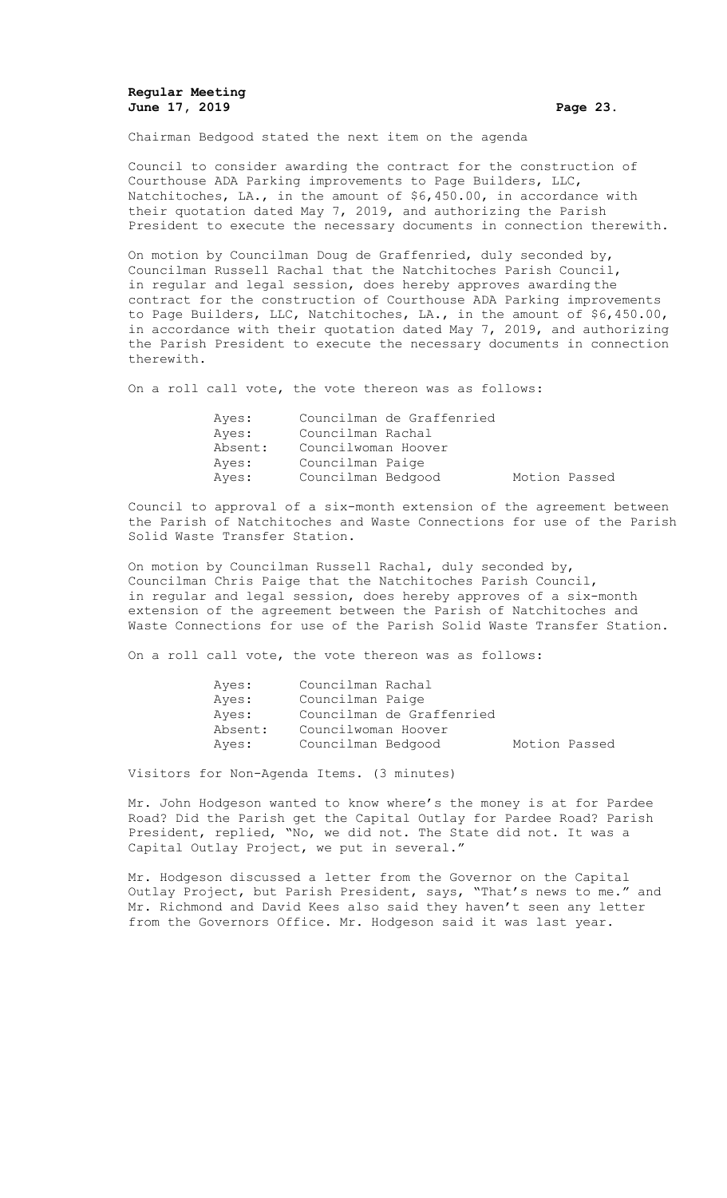Chairman Bedgood stated the next item on the agenda

Council to consider awarding the contract for the construction of Courthouse ADA Parking improvements to Page Builders, LLC, Natchitoches, LA., in the amount of $6,450.00, in accordance with their quotation dated May 7, 2019, and authorizing the Parish President to execute the necessary documents in connection therewith.

On motion by Councilman Doug de Graffenried, duly seconded by, Councilman Russell Rachal that the Natchitoches Parish Council, in regular and legal session, does hereby approves awarding the contract for the construction of Courthouse ADA Parking improvements to Page Builders, LLC, Natchitoches, LA., in the amount of $6,450.00, in accordance with their quotation dated May 7, 2019, and authorizing the Parish President to execute the necessary documents in connection therewith.

On a roll call vote, the vote thereon was as follows:

| | | |
|---|---|---|
| Ayes: | Councilman de Graffenried | |
| Ayes: | Councilman Rachal | |
| Absent: | Councilwoman Hoover | |
| Ayes: | Councilman Paige | |
| Ayes: | Councilman Bedgood | Motion Passed |

Council to approval of a six-month extension of the agreement between the Parish of Natchitoches and Waste Connections for use of the Parish Solid Waste Transfer Station.

On motion by Councilman Russell Rachal, duly seconded by, Councilman Chris Paige that the Natchitoches Parish Council, in regular and legal session, does hereby approves of a six-month extension of the agreement between the Parish of Natchitoches and Waste Connections for use of the Parish Solid Waste Transfer Station.

On a roll call vote, the vote thereon was as follows:

| | | |
|---|---|---|
| Ayes: | Councilman Rachal | |
| Ayes: | Councilman Paige | |
| Ayes: | Councilman de Graffenried | |
| Absent: | Councilwoman Hoover | |
| Ayes: | Councilman Bedgood | Motion Passed |

Visitors for Non-Agenda Items. (3 minutes)

Mr. John Hodgeson wanted to know where's the money is at for Pardee Road? Did the Parish get the Capital Outlay for Pardee Road? Parish President, replied, "No, we did not. The State did not. It was a Capital Outlay Project, we put in several."

Mr. Hodgeson discussed a letter from the Governor on the Capital Outlay Project, but Parish President, says, "That's news to me." and Mr. Richmond and David Kees also said they haven't seen any letter from the Governors Office. Mr. Hodgeson said it was last year.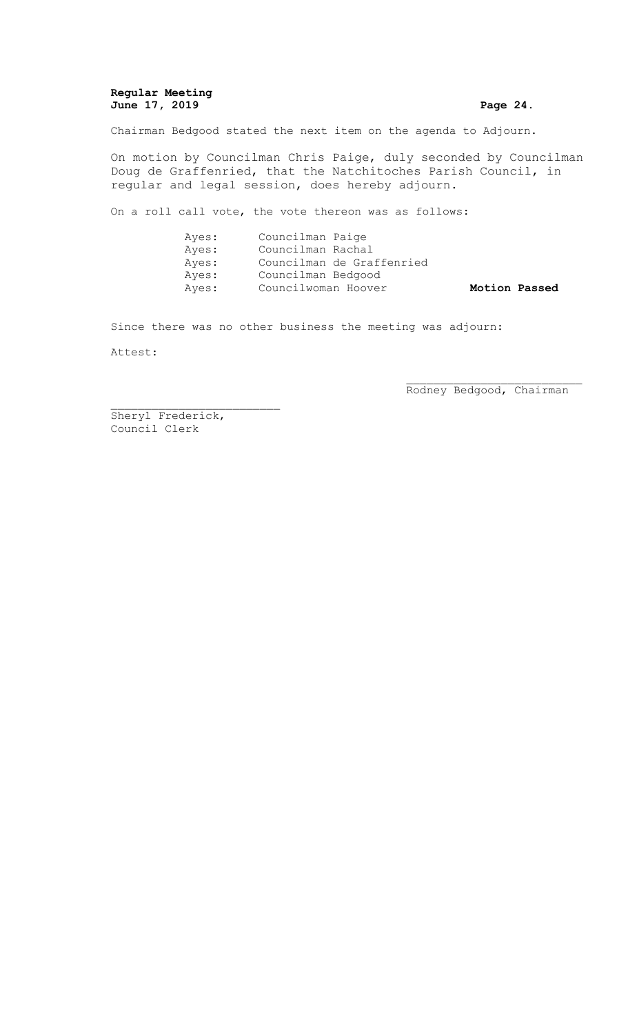Chairman Bedgood stated the next item on the agenda to Adjourn.

On motion by Councilman Chris Paige, duly seconded by Councilman Doug de Graffenried, that the Natchitoches Parish Council, in regular and legal session, does hereby adjourn.

On a roll call vote, the vote thereon was as follows:

| | | |
|---|---|---|
| Ayes: | Councilman Paige | |
| Ayes: | Councilman Rachal | |
| Ayes: | Councilman de Graffenried | |
| Ayes: | Councilman Bedgood | |
| Ayes: | Councilwoman Hoover | **Motion Passed** |

Since there was no other business the meeting was adjourn:

Attest:

_________________________
Rodney Bedgood, Chairman

_________________________
Sheryl Frederick,
Council Clerk